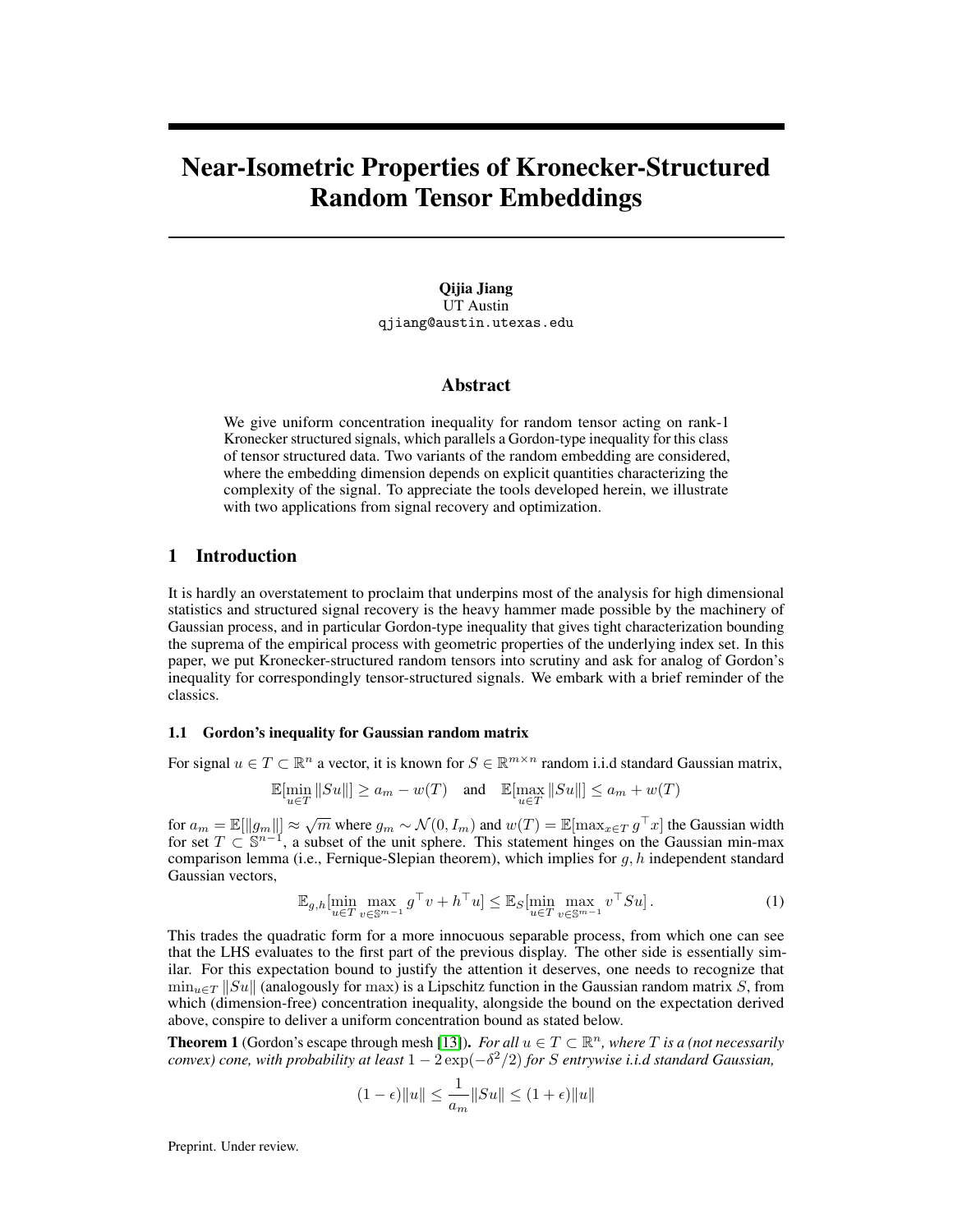# Near-Isometric Properties of Kronecker-Structured Random Tensor Embeddings

**Qijia Jiang**
UT Austin
qjiang@austin.utexas.edu

## Abstract

We give uniform concentration inequality for random tensor acting on rank-1 Kronecker structured signals, which parallels a Gordon-type inequality for this class of tensor structured data. Two variants of the random embedding are considered, where the embedding dimension depends on explicit quantities characterizing the complexity of the signal. To appreciate the tools developed herein, we illustrate with two applications from signal recovery and optimization.

## 1 Introduction

It is hardly an overstatement to proclaim that underpins most of the analysis for high dimensional statistics and structured signal recovery is the heavy hammer made possible by the machinery of Gaussian process, and in particular Gordon-type inequality that gives tight characterization bounding the suprema of the empirical process with geometric properties of the underlying index set. In this paper, we put Kronecker-structured random tensors into scrutiny and ask for analog of Gordon's inequality for correspondingly tensor-structured signals. We embark with a brief reminder of the classics.

### 1.1 Gordon's inequality for Gaussian random matrix

For signal $u \in T \subset \mathbb{R}^n$ a vector, it is known for $S \in \mathbb{R}^{m \times n}$ random i.i.d standard Gaussian matrix,

$$\mathbb{E}[\min_{u \in T} \|Su\|] \geq a_m - w(T) \quad \text{and} \quad \mathbb{E}[\max_{u \in T} \|Su\|] \leq a_m + w(T)$$

for $a_m = \mathbb{E}[\|g_m\|] \approx \sqrt{m}$ where $g_m \sim \mathcal{N}(0, I_m)$ and $w(T) = \mathbb{E}[\max_{x \in T} g^\top x]$ the Gaussian width for set $T \subset \mathbb{S}^{n-1}$, a subset of the unit sphere. This statement hinges on the Gaussian min-max comparison lemma (i.e., Fernique-Slepian theorem), which implies for $g, h$ independent standard Gaussian vectors,

$$\mathbb{E}_{g,h}[\min_{u \in T} \max_{v \in \mathbb{S}^{m-1}} g^\top v + h^\top u] \leq \mathbb{E}_S[\min_{u \in T} \max_{v \in \mathbb{S}^{m-1}} v^\top S u]\,. \tag{1}$$

This trades the quadratic form for a more innocuous separable process, from which one can see that the LHS evaluates to the first part of the previous display. The other side is essentially similar. For this expectation bound to justify the attention it deserves, one needs to recognize that $\min_{u \in T} \|Su\|$ (analogously for max) is a Lipschitz function in the Gaussian random matrix $S$, from which (dimension-free) concentration inequality, alongside the bound on the expectation derived above, conspire to deliver a uniform concentration bound as stated below.

**Theorem 1** (Gordon's escape through mesh [13]). *For all $u \in T \subset \mathbb{R}^n$, where $T$ is a (not necessarily convex) cone, with probability at least $1 - 2\exp(-\delta^2/2)$ for $S$ entrywise i.i.d standard Gaussian,*

$$(1 - \epsilon)\|u\| \leq \frac{1}{a_m}\|Su\| \leq (1 + \epsilon)\|u\|$$

Preprint. Under review.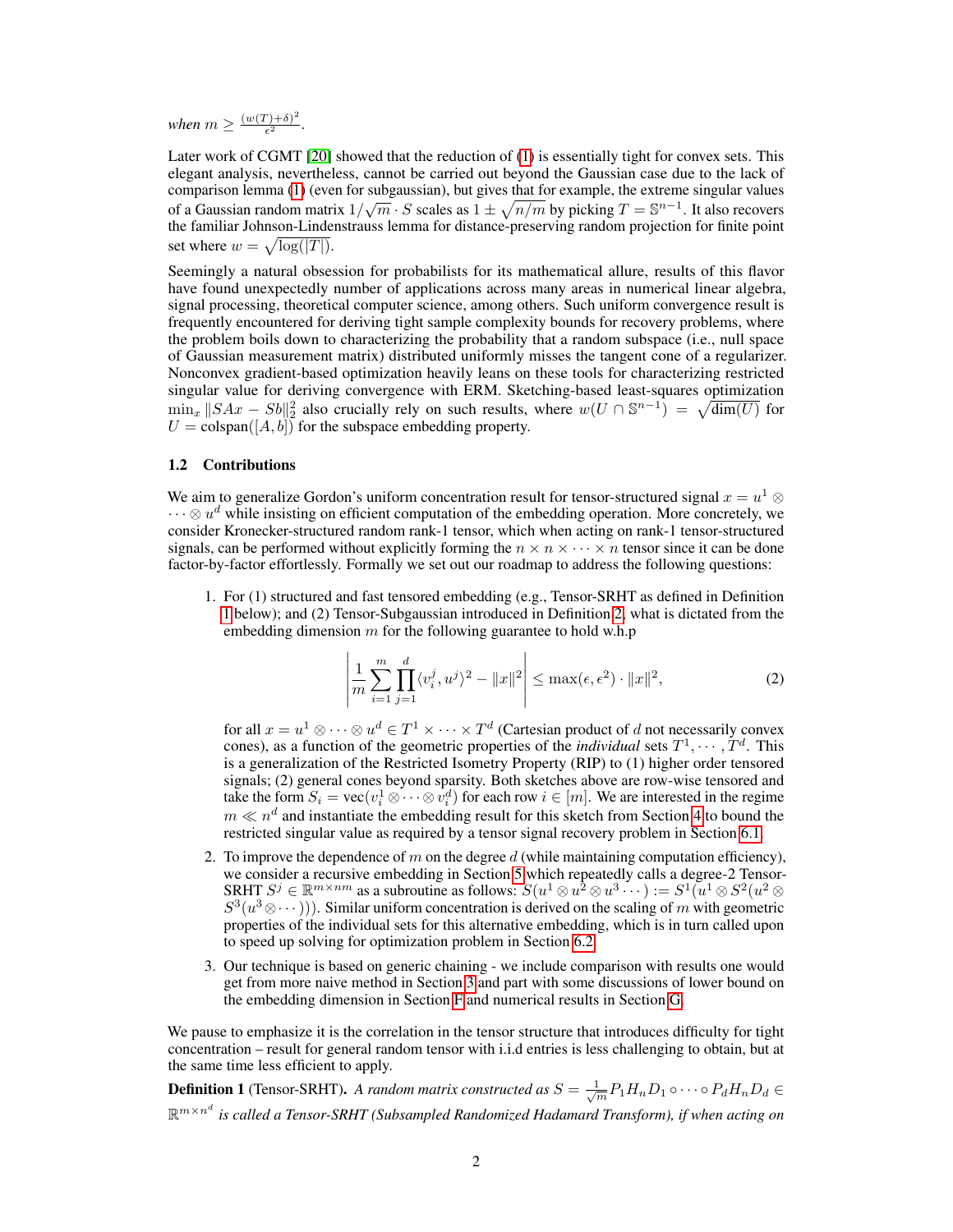*when* $m \geq \frac{(w(T)+\delta)^2}{\epsilon^2}$.

Later work of CGMT [20] showed that the reduction of (1) is essentially tight for convex sets. This elegant analysis, nevertheless, cannot be carried out beyond the Gaussian case due to the lack of comparison lemma (1) (even for subgaussian), but gives that for example, the extreme singular values of a Gaussian random matrix $1/\sqrt{m} \cdot S$ scales as $1 \pm \sqrt{n/m}$ by picking $T = \mathbb{S}^{n-1}$. It also recovers the familiar Johnson-Lindenstrauss lemma for distance-preserving random projection for finite point set where $w = \sqrt{\log(|T|)}$.

Seemingly a natural obsession for probabilists for its mathematical allure, results of this flavor have found unexpectedly number of applications across many areas in numerical linear algebra, signal processing, theoretical computer science, among others. Such uniform convergence result is frequently encountered for deriving tight sample complexity bounds for recovery problems, where the problem boils down to characterizing the probability that a random subspace (i.e., null space of Gaussian measurement matrix) distributed uniformly misses the tangent cone of a regularizer. Nonconvex gradient-based optimization heavily leans on these tools for characterizing restricted singular value for deriving convergence with ERM. Sketching-based least-squares optimization $\min_x \|SAx - Sb\|_2^2$ also crucially rely on such results, where $w(U \cap \mathbb{S}^{n-1}) = \sqrt{\dim(U)}$ for $U = \text{colspan}([A, b])$ for the subspace embedding property.

### 1.2 Contributions

We aim to generalize Gordon's uniform concentration result for tensor-structured signal $x = u^1 \otimes \cdots \otimes u^d$ while insisting on efficient computation of the embedding operation. More concretely, we consider Kronecker-structured random rank-1 tensor, which when acting on rank-1 tensor-structured signals, can be performed without explicitly forming the $n \times n \times \cdots \times n$ tensor since it can be done factor-by-factor effortlessly. Formally we set out our roadmap to address the following questions:

1. For (1) structured and fast tensored embedding (e.g., Tensor-SRHT as defined in Definition 1 below); and (2) Tensor-Subgaussian introduced in Definition 2, what is dictated from the embedding dimension $m$ for the following guarantee to hold w.h.p

$$\left| \frac{1}{m} \sum_{i=1}^{m} \prod_{j=1}^{d} \langle v_i^j, u^j \rangle^2 - \|x\|^2 \right| \leq \max(\epsilon, \epsilon^2) \cdot \|x\|^2, \tag{2}$$

for all $x = u^1 \otimes \cdots \otimes u^d \in T^1 \times \cdots \times T^d$ (Cartesian product of $d$ not necessarily convex cones), as a function of the geometric properties of the *individual* sets $T^1, \cdots, T^d$. This is a generalization of the Restricted Isometry Property (RIP) to (1) higher order tensored signals; (2) general cones beyond sparsity. Both sketches above are row-wise tensored and take the form $S_i = \text{vec}(v_i^1 \otimes \cdots \otimes v_i^d)$ for each row $i \in [m]$. We are interested in the regime $m \ll n^d$ and instantiate the embedding result for this sketch from Section 4 to bound the restricted singular value as required by a tensor signal recovery problem in Section 6.1.

2. To improve the dependence of $m$ on the degree $d$ (while maintaining computation efficiency), we consider a recursive embedding in Section 5 which repeatedly calls a degree-2 Tensor-SRHT $S^j \in \mathbb{R}^{m \times nm}$ as a subroutine as follows: $S(u^1 \otimes u^2 \otimes u^3 \cdots) := S^1(u^1 \otimes S^2(u^2 \otimes S^3(u^3 \otimes \cdots)))$. Similar uniform concentration is derived on the scaling of $m$ with geometric properties of the individual sets for this alternative embedding, which is in turn called upon to speed up solving for optimization problem in Section 6.2.

3. Our technique is based on generic chaining - we include comparison with results one would get from more naive method in Section 3 and part with some discussions of lower bound on the embedding dimension in Section F and numerical results in Section G.

We pause to emphasize it is the correlation in the tensor structure that introduces difficulty for tight concentration – result for general random tensor with i.i.d entries is less challenging to obtain, but at the same time less efficient to apply.

**Definition 1** (Tensor-SRHT). *A random matrix constructed as* $S = \frac{1}{\sqrt{m}} P_1 H_n D_1 \circ \cdots \circ P_d H_n D_d \in \mathbb{R}^{m \times n^d}$ *is called a Tensor-SRHT (Subsampled Randomized Hadamard Transform), if when acting on*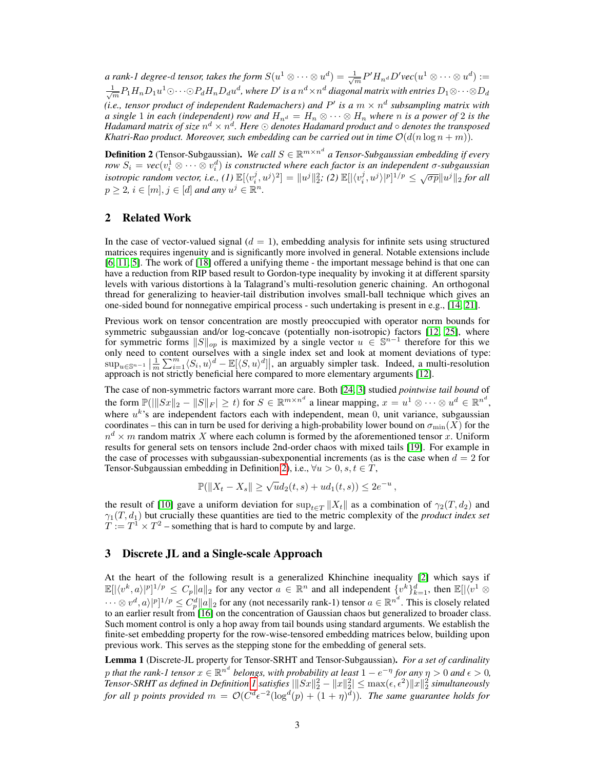*a rank-1 degree-$d$ tensor, takes the form $S(u^1 \otimes \cdots \otimes u^d) = \frac{1}{\sqrt{m}} P' H_{n^d} D' vec(u^1 \otimes \cdots \otimes u^d) := \frac{1}{\sqrt{m}} P_1 H_n D_1 u^1 \odot \cdots \odot P_d H_n D_d u^d$, where $D'$ is a $n^d \times n^d$ diagonal matrix with entries $D_1 \otimes \cdots \otimes D_d$ (i.e., tensor product of independent Rademachers) and $P'$ is a $m \times n^d$ subsampling matrix with a single 1 in each (independent) row and $H_{n^d} = H_n \otimes \cdots \otimes H_n$ where $n$ is a power of 2 is the Hadamard matrix of size $n^d \times n^d$. Here $\odot$ denotes Hadamard product and $\circ$ denotes the transposed Khatri-Rao product. Moreover, such embedding can be carried out in time $\mathcal{O}(d(n \log n + m))$.*

**Definition 2** (Tensor-Subgaussian). *We call $S \in \mathbb{R}^{m \times n^d}$ a Tensor-Subgaussian embedding if every row $S_i = vec(v_i^1 \otimes \cdots \otimes v_i^d)$ is constructed where each factor is an independent $\sigma$-subgaussian isotropic random vector, i.e., (1) $\mathbb{E}[\langle v_i^j, u^j \rangle^2] = \|u^j\|_2^2$; (2) $\mathbb{E}[|\langle v_i^j, u^j \rangle|^p]^{1/p} \leq \sqrt{\sigma p}\|u^j\|_2$ for all $p \geq 2$, $i \in [m]$, $j \in [d]$ and any $u^j \in \mathbb{R}^n$.*

## 2 Related Work

In the case of vector-valued signal ($d = 1$), embedding analysis for infinite sets using structured matrices requires ingenuity and is significantly more involved in general. Notable extensions include [6, 11, 5]. The work of [18] offered a unifying theme - the important message behind is that one can have a reduction from RIP based result to Gordon-type inequality by invoking it at different sparsity levels with various distortions à la Talagrand's multi-resolution generic chaining. An orthogonal thread for generalizing to heavier-tail distribution involves small-ball technique which gives an one-sided bound for nonnegative empirical process - such undertaking is present in e.g., [14, 21].

Previous work on tensor concentration are mostly preoccupied with operator norm bounds for symmetric subgaussian and/or log-concave (potentially non-isotropic) factors [12, 25], where for symmetric forms $\|S\|_{op}$ is maximized by a single vector $u \in \mathbb{S}^{n-1}$ therefore for this we only need to content ourselves with a single index set and look at moment deviations of type: $\sup_{u \in \mathbb{S}^{n-1}} \left| \frac{1}{m} \sum_{i=1}^m \langle S_i, u \rangle^d - \mathbb{E}[\langle S, u \rangle^d] \right|$, an arguably simpler task. Indeed, a multi-resolution approach is not strictly beneficial here compared to more elementary arguments [12].

The case of non-symmetric factors warrant more care. Both [24, 3] studied *pointwise tail bound* of the form $\mathbb{P}(|\|Sx\|_2 - \|S\|_F| \geq t)$ for $S \in \mathbb{R}^{m \times n^d}$ a linear mapping, $x = u^1 \otimes \cdots \otimes u^d \in \mathbb{R}^{n^d}$, where $u^k$'s are independent factors each with independent, mean 0, unit variance, subgaussian coordinates – this can in turn be used for deriving a high-probability lower bound on $\sigma_{\min}(X)$ for the $n^d \times m$ random matrix $X$ where each column is formed by the aforementioned tensor $x$. Uniform results for general sets on tensors include 2nd-order chaos with mixed tails [19]. For example in the case of processes with subgaussian-subexponential increments (as is the case when $d = 2$ for Tensor-Subgaussian embedding in Definition 2), i.e., $\forall u > 0, s, t \in T$,

$$\mathbb{P}(\|X_t - X_s\| \geq \sqrt{u} d_2(t, s) + u d_1(t, s)) \leq 2e^{-u} \,,$$

the result of [10] gave a uniform deviation for $\sup_{t \in T} \|X_t\|$ as a combination of $\gamma_2(T, d_2)$ and $\gamma_1(T, d_1)$ but crucially these quantities are tied to the metric complexity of the *product index set* $T := T^1 \times T^2$ – something that is hard to compute by and large.

## 3 Discrete JL and a Single-scale Approach

At the heart of the following result is a generalized Khinchine inequality [2] which says if $\mathbb{E}[|\langle v^k, a \rangle|^p]^{1/p} \leq C_p \|a\|_2$ for any vector $a \in \mathbb{R}^n$ and all independent $\{v^k\}_{k=1}^d$, then $\mathbb{E}[|\langle v^1 \otimes \cdots \otimes v^d, a \rangle|^p]^{1/p} \leq C_p^d \|a\|_2$ for any (not necessarily rank-1) tensor $a \in \mathbb{R}^{n^d}$. This is closely related to an earlier result from [16] on the concentration of Gaussian chaos but generalized to broader class. Such moment control is only a hop away from tail bounds using standard arguments. We establish the finite-set embedding property for the row-wise-tensored embedding matrices below, building upon previous work. This serves as the stepping stone for the embedding of general sets.

**Lemma 1** (Discrete-JL property for Tensor-SRHT and Tensor-Subgaussian). *For a set of cardinality $p$ that the rank-1 tensor $x \in \mathbb{R}^{n^d}$ belongs, with probability at least $1 - e^{-\eta}$ for any $\eta > 0$ and $\epsilon > 0$, Tensor-SRHT as defined in Definition 1 satisfies $|\|Sx\|_2^2 - \|x\|_2^2| \leq \max(\epsilon, \epsilon^2)\|x\|_2^2$ simultaneously for all $p$ points provided $m = \mathcal{O}(C^d \epsilon^{-2}(\log^d(p) + (1 + \eta)^d))$. The same guarantee holds for*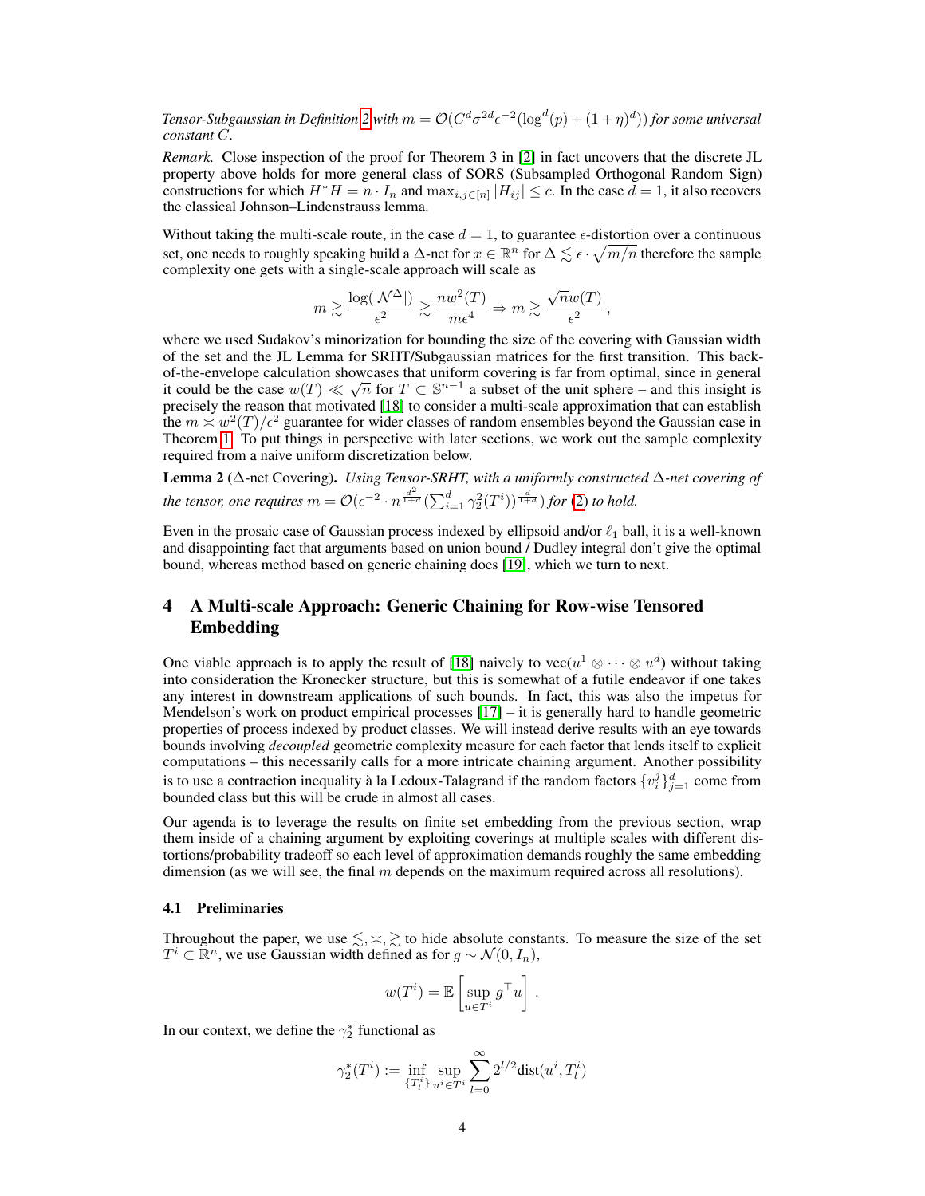*Tensor-Subgaussian in Definition 2 with $m = \mathcal{O}(C^d \sigma^{2d} \epsilon^{-2}(\log^d(p) + (1+\eta)^d))$ for some universal constant $C$.*

*Remark.* Close inspection of the proof for Theorem 3 in [2] in fact uncovers that the discrete JL property above holds for more general class of SORS (Subsampled Orthogonal Random Sign) constructions for which $H^*H = n \cdot I_n$ and $\max_{i,j\in[n]} |H_{ij}| \leq c$. In the case $d = 1$, it also recovers the classical Johnson–Lindenstrauss lemma.

Without taking the multi-scale route, in the case $d = 1$, to guarantee $\epsilon$-distortion over a continuous set, one needs to roughly speaking build a $\Delta$-net for $x \in \mathbb{R}^n$ for $\Delta \lesssim \epsilon \cdot \sqrt{m/n}$ therefore the sample complexity one gets with a single-scale approach will scale as

$$m \gtrsim \frac{\log(|\mathcal{N}^{\Delta}|)}{\epsilon^2} \gtrsim \frac{nw^2(T)}{m\epsilon^4} \Rightarrow m \gtrsim \frac{\sqrt{n}w(T)}{\epsilon^2}\,,$$

where we used Sudakov's minorization for bounding the size of the covering with Gaussian width of the set and the JL Lemma for SRHT/Subgaussian matrices for the first transition. This back-of-the-envelope calculation showcases that uniform covering is far from optimal, since in general it could be the case $w(T) \ll \sqrt{n}$ for $T \subset \mathbb{S}^{n-1}$ a subset of the unit sphere – and this insight is precisely the reason that motivated [18] to consider a multi-scale approximation that can establish the $m \asymp w^2(T)/\epsilon^2$ guarantee for wider classes of random ensembles beyond the Gaussian case in Theorem 1. To put things in perspective with later sections, we work out the sample complexity required from a naive uniform discretization below.

**Lemma 2** ($\Delta$-net Covering)**.** *Using Tensor-SRHT, with a uniformly constructed $\Delta$-net covering of the tensor, one requires $m = \mathcal{O}(\epsilon^{-2} \cdot n^{\frac{d^2}{1+d}} (\sum_{i=1}^d \gamma_2^2(T^i))^{\frac{d}{1+d}})$ for (2) to hold.*

Even in the prosaic case of Gaussian process indexed by ellipsoid and/or $\ell_1$ ball, it is a well-known and disappointing fact that arguments based on union bound / Dudley integral don't give the optimal bound, whereas method based on generic chaining does [19], which we turn to next.

## 4 A Multi-scale Approach: Generic Chaining for Row-wise Tensored Embedding

One viable approach is to apply the result of [18] naively to $\text{vec}(u^1 \otimes \cdots \otimes u^d)$ without taking into consideration the Kronecker structure, but this is somewhat of a futile endeavor if one takes any interest in downstream applications of such bounds. In fact, this was also the impetus for Mendelson's work on product empirical processes [17] – it is generally hard to handle geometric properties of process indexed by product classes. We will instead derive results with an eye towards bounds involving *decoupled* geometric complexity measure for each factor that lends itself to explicit computations – this necessarily calls for a more intricate chaining argument. Another possibility is to use a contraction inequality à la Ledoux-Talagrand if the random factors $\{v_i^j\}_{j=1}^d$ come from bounded class but this will be crude in almost all cases.

Our agenda is to leverage the results on finite set embedding from the previous section, wrap them inside of a chaining argument by exploiting coverings at multiple scales with different distortions/probability tradeoff so each level of approximation demands roughly the same embedding dimension (as we will see, the final $m$ depends on the maximum required across all resolutions).

### 4.1 Preliminaries

Throughout the paper, we use $\lesssim, \asymp, \gtrsim$ to hide absolute constants. To measure the size of the set $T^i \subset \mathbb{R}^n$, we use Gaussian width defined as for $g \sim \mathcal{N}(0, I_n)$,

$$w(T^i) = \mathbb{E}\left[\sup_{u \in T^i} g^\top u\right]\,.$$

In our context, we define the $\gamma_2^*$ functional as

$$\gamma_2^*(T^i) := \inf_{\{T_l^i\}} \sup_{u^i \in T^i} \sum_{l=0}^{\infty} 2^{l/2} \text{dist}(u^i, T_l^i)$$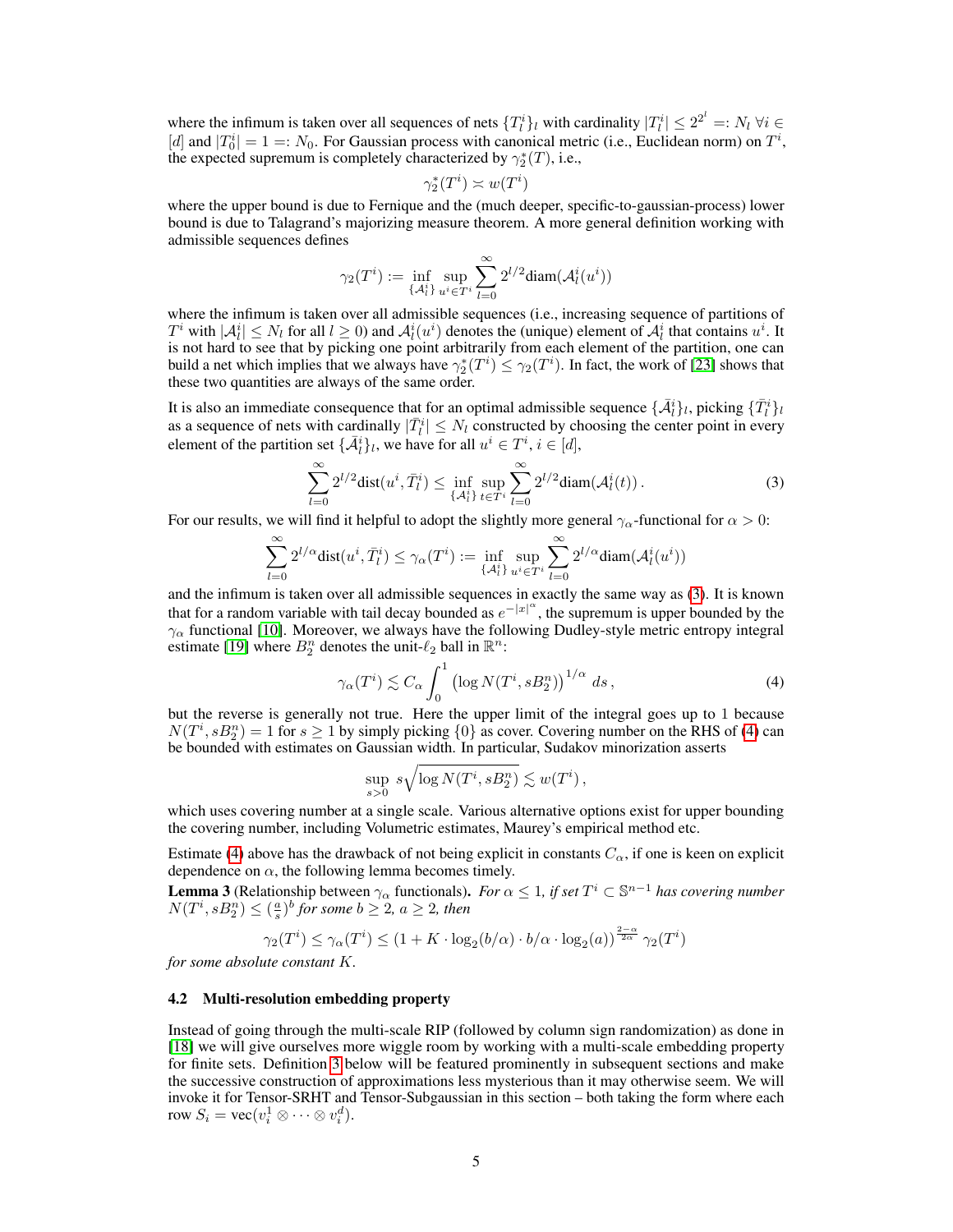where the infimum is taken over all sequences of nets $\{T^i_l\}_l$ with cardinality $|T^i_l| \le 2^{2^l} =: N_l \ \forall i \in [d]$ and $|T^i_0| = 1 =: N_0$. For Gaussian process with canonical metric (i.e., Euclidean norm) on $T^i$, the expected supremum is completely characterized by $\gamma_2^*(T)$, i.e.,

$$\gamma_2^*(T^i) \asymp w(T^i)$$

where the upper bound is due to Fernique and the (much deeper, specific-to-gaussian-process) lower bound is due to Talagrand's majorizing measure theorem. A more general definition working with admissible sequences defines

$$\gamma_2(T^i) := \inf_{\{\mathcal{A}^i_l\}} \sup_{u^i \in T^i} \sum_{l=0}^{\infty} 2^{l/2} \mathrm{diam}(\mathcal{A}^i_l(u^i))$$

where the infimum is taken over all admissible sequences (i.e., increasing sequence of partitions of $T^i$ with $|\mathcal{A}^i_l| \le N_l$ for all $l \ge 0$) and $\mathcal{A}^i_l(u^i)$ denotes the (unique) element of $\mathcal{A}^i_l$ that contains $u^i$. It is not hard to see that by picking one point arbitrarily from each element of the partition, one can build a net which implies that we always have $\gamma_2^*(T^i) \le \gamma_2(T^i)$. In fact, the work of [23] shows that these two quantities are always of the same order.

It is also an immediate consequence that for an optimal admissible sequence $\{\bar{\mathcal{A}}^i_l\}_l$, picking $\{\bar{T}^i_l\}_l$ as a sequence of nets with cardinally $|\bar{T}^i_l| \le N_l$ constructed by choosing the center point in every element of the partition set $\{\bar{\mathcal{A}}^i_l\}_l$, we have for all $u^i \in T^i$, $i \in [d]$,

$$\sum_{l=0}^{\infty} 2^{l/2} \mathrm{dist}(u^i, \bar{T}^i_l) \le \inf_{\{\mathcal{A}^i_l\}} \sup_{t \in T^i} \sum_{l=0}^{\infty} 2^{l/2} \mathrm{diam}(\mathcal{A}_l(t))\,. \tag{3}$$

For our results, we will find it helpful to adopt the slightly more general $\gamma_\alpha$-functional for $\alpha > 0$:

$$\sum_{l=0}^{\infty} 2^{l/\alpha} \mathrm{dist}(u^i, \bar{T}^i_l) \le \gamma_\alpha(T^i) := \inf_{\{\mathcal{A}^i_l\}} \sup_{u^i \in T^i} \sum_{l=0}^{\infty} 2^{l/\alpha} \mathrm{diam}(\mathcal{A}^i_l(u^i))$$

and the infimum is taken over all admissible sequences in exactly the same way as (3). It is known that for a random variable with tail decay bounded as $e^{-|x|^\alpha}$, the supremum is upper bounded by the $\gamma_\alpha$ functional [10]. Moreover, we always have the following Dudley-style metric entropy integral estimate [19] where $B_2^n$ denotes the unit-$\ell_2$ ball in $\mathbb{R}^n$:

$$\gamma_\alpha(T^i) \lesssim C_\alpha \int_0^1 \left(\log N(T^i, sB_2^n)\right)^{1/\alpha} ds\,, \tag{4}$$

but the reverse is generally not true. Here the upper limit of the integral goes up to 1 because $N(T^i, sB_2^n) = 1$ for $s \ge 1$ by simply picking $\{0\}$ as cover. Covering number on the RHS of (4) can be bounded with estimates on Gaussian width. In particular, Sudakov minorization asserts

$$\sup_{s>0} s\sqrt{\log N(T^i, sB_2^n)} \lesssim w(T^i)\,,$$

which uses covering number at a single scale. Various alternative options exist for upper bounding the covering number, including Volumetric estimates, Maurey's empirical method etc.

Estimate (4) above has the drawback of not being explicit in constants $C_\alpha$, if one is keen on explicit dependence on $\alpha$, the following lemma becomes timely.

**Lemma 3** (Relationship between $\gamma_\alpha$ functionals)**.** *For $\alpha \le 1$, if set $T^i \subset \mathbb{S}^{n-1}$ has covering number $N(T^i, sB_2^n) \le (\frac{a}{s})^b$ for some $b \ge 2$, $a \ge 2$, then*

$$\gamma_2(T^i) \le \gamma_\alpha(T^i) \le (1 + K \cdot \log_2(b/\alpha) \cdot b/\alpha \cdot \log_2(a))^{\frac{2-\alpha}{2\alpha}}\, \gamma_2(T^i)$$

*for some absolute constant $K$.*

### 4.2 Multi-resolution embedding property

Instead of going through the multi-scale RIP (followed by column sign randomization) as done in [18] we will give ourselves more wiggle room by working with a multi-scale embedding property for finite sets. Definition 3 below will be featured prominently in subsequent sections and make the successive construction of approximations less mysterious than it may otherwise seem. We will invoke it for Tensor-SRHT and Tensor-Subgaussian in this section – both taking the form where each row $S_i = \mathrm{vec}(v^1_i \otimes \cdots \otimes v^d_i)$.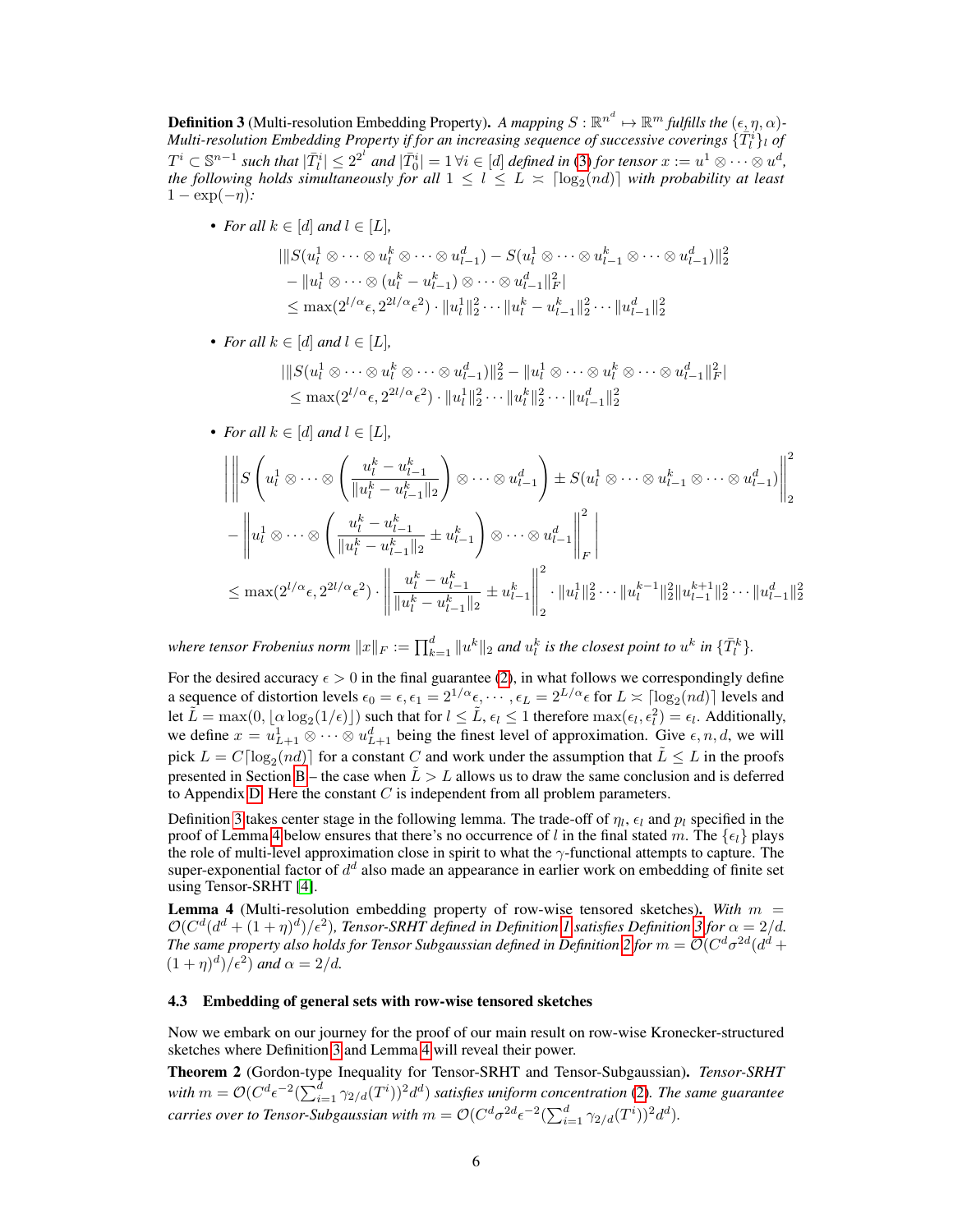**Definition 3** (Multi-resolution Embedding Property). *A mapping $S : \mathbb{R}^{n^d} \mapsto \mathbb{R}^m$ fulfills the $(\epsilon, \eta, \alpha)$-Multi-resolution Embedding Property if for an increasing sequence of successive coverings $\{\bar{T}_l^i\}_l$ of $T^i \subset \mathbb{S}^{n-1}$ such that $|\bar{T}_l^i| \le 2^{2^l}$ and $|\bar{T}_0^i| = 1 \, \forall i \in [d]$ defined in (3) for tensor $x := u^1 \otimes \cdots \otimes u^d$, the following holds simultaneously for all $1 \le l \le L \asymp \lceil \log_2(nd) \rceil$ with probability at least $1 - \exp(-\eta)$:*

- *For all $k \in [d]$ and $l \in [L]$,*

$$
\begin{aligned}
&|\|S(u_l^1 \otimes \cdots \otimes u_l^k \otimes \cdots \otimes u_{l-1}^d) - S(u_l^1 \otimes \cdots \otimes u_{l-1}^k \otimes \cdots \otimes u_{l-1}^d)\|_2^2 \\
&- \|u_l^1 \otimes \cdots \otimes (u_l^k - u_{l-1}^k) \otimes \cdots \otimes u_{l-1}^d\|_F^2| \\
&\le \max(2^{l/\alpha}\epsilon, 2^{2l/\alpha}\epsilon^2) \cdot \|u_l^1\|_2^2 \cdots \|u_l^k - u_{l-1}^k\|_2^2 \cdots \|u_{l-1}^d\|_2^2
\end{aligned}
$$

- *For all $k \in [d]$ and $l \in [L]$,*

$$
\begin{aligned}
&|\|S(u_l^1 \otimes \cdots \otimes u_l^k \otimes \cdots \otimes u_{l-1}^d)\|_2^2 - \|u_l^1 \otimes \cdots \otimes u_l^k \otimes \cdots \otimes u_{l-1}^d\|_F^2| \\
&\le \max(2^{l/\alpha}\epsilon, 2^{2l/\alpha}\epsilon^2) \cdot \|u_l^1\|_2^2 \cdots \|u_l^k\|_2^2 \cdots \|u_{l-1}^d\|_2^2
\end{aligned}
$$

- *For all $k \in [d]$ and $l \in [L]$,*

$$
\begin{aligned}
&\left| \left\| S\left(u_l^1 \otimes \cdots \otimes \left(\frac{u_l^k - u_{l-1}^k}{\|u_l^k - u_{l-1}^k\|_2}\right) \otimes \cdots \otimes u_{l-1}^d\right) \pm S(u_l^1 \otimes \cdots \otimes u_{l-1}^k \otimes \cdots \otimes u_{l-1}^d) \right\|_2^2 \right. \\
&\left. - \left\| u_l^1 \otimes \cdots \otimes \left(\frac{u_l^k - u_{l-1}^k}{\|u_l^k - u_{l-1}^k\|_2} \pm u_{l-1}^k\right) \otimes \cdots \otimes u_{l-1}^d \right\|_F^2 \right| \\
&\le \max(2^{l/\alpha}\epsilon, 2^{2l/\alpha}\epsilon^2) \cdot \left\| \frac{u_l^k - u_{l-1}^k}{\|u_l^k - u_{l-1}^k\|_2} \pm u_{l-1}^k \right\|_2^2 \cdot \|u_l^1\|_2^2 \cdots \|u_l^{k-1}\|_2^2 \|u_{l-1}^{k+1}\|_2^2 \cdots \|u_{l-1}^d\|_2^2
\end{aligned}
$$

*where tensor Frobenius norm $\|x\|_F := \prod_{k=1}^d \|u^k\|_2$ and $u_l^k$ is the closest point to $u^k$ in $\{\bar{T}_l^k\}$.*

For the desired accuracy $\epsilon > 0$ in the final guarantee (2), in what follows we correspondingly define a sequence of distortion levels $\epsilon_0 = \epsilon, \epsilon_1 = 2^{1/\alpha}\epsilon, \cdots, \epsilon_L = 2^{L/\alpha}\epsilon$ for $L \asymp \lceil \log_2(nd) \rceil$ levels and let $\tilde{L} = \max(0, \lfloor \alpha \log_2(1/\epsilon) \rfloor)$ such that for $l \le \tilde{L}$, $\epsilon_l \le 1$ therefore $\max(\epsilon_l, \epsilon_l^2) = \epsilon_l$. Additionally, we define $x = u_{L+1}^1 \otimes \cdots \otimes u_{L+1}^d$ being the finest level of approximation. Give $\epsilon, n, d$, we will pick $L = C\lceil \log_2(nd) \rceil$ for a constant $C$ and work under the assumption that $\tilde{L} \le L$ in the proofs presented in Section B – the case when $\tilde{L} > L$ allows us to draw the same conclusion and is deferred to Appendix D. Here the constant $C$ is independent from all problem parameters.

Definition 3 takes center stage in the following lemma. The trade-off of $\eta_l$, $\epsilon_l$ and $p_l$ specified in the proof of Lemma 4 below ensures that there's no occurrence of $l$ in the final stated $m$. The $\{\epsilon_l\}$ plays the role of multi-level approximation close in spirit to what the $\gamma$-functional attempts to capture. The super-exponential factor of $d^d$ also made an appearance in earlier work on embedding of finite set using Tensor-SRHT [4].

**Lemma 4** (Multi-resolution embedding property of row-wise tensored sketches). *With $m = \mathcal{O}(C^d(d^d + (1+\eta)^d)/\epsilon^2)$, Tensor-SRHT defined in Definition 1 satisfies Definition 3 for $\alpha = 2/d$. The same property also holds for Tensor Subgaussian defined in Definition 2 for $m = \mathcal{O}(C^d\sigma^{2d}(d^d + (1+\eta)^d)/\epsilon^2)$ and $\alpha = 2/d$.*

### 4.3 Embedding of general sets with row-wise tensored sketches

Now we embark on our journey for the proof of our main result on row-wise Kronecker-structured sketches where Definition 3 and Lemma 4 will reveal their power.

**Theorem 2** (Gordon-type Inequality for Tensor-SRHT and Tensor-Subgaussian). *Tensor-SRHT with $m = \mathcal{O}(C^d\epsilon^{-2}(\sum_{i=1}^d \gamma_{2/d}(T^i))^2 d^d)$ satisfies uniform concentration (2). The same guarantee carries over to Tensor-Subgaussian with $m = \mathcal{O}(C^d\sigma^{2d}\epsilon^{-2}(\sum_{i=1}^d \gamma_{2/d}(T^i))^2 d^d)$.*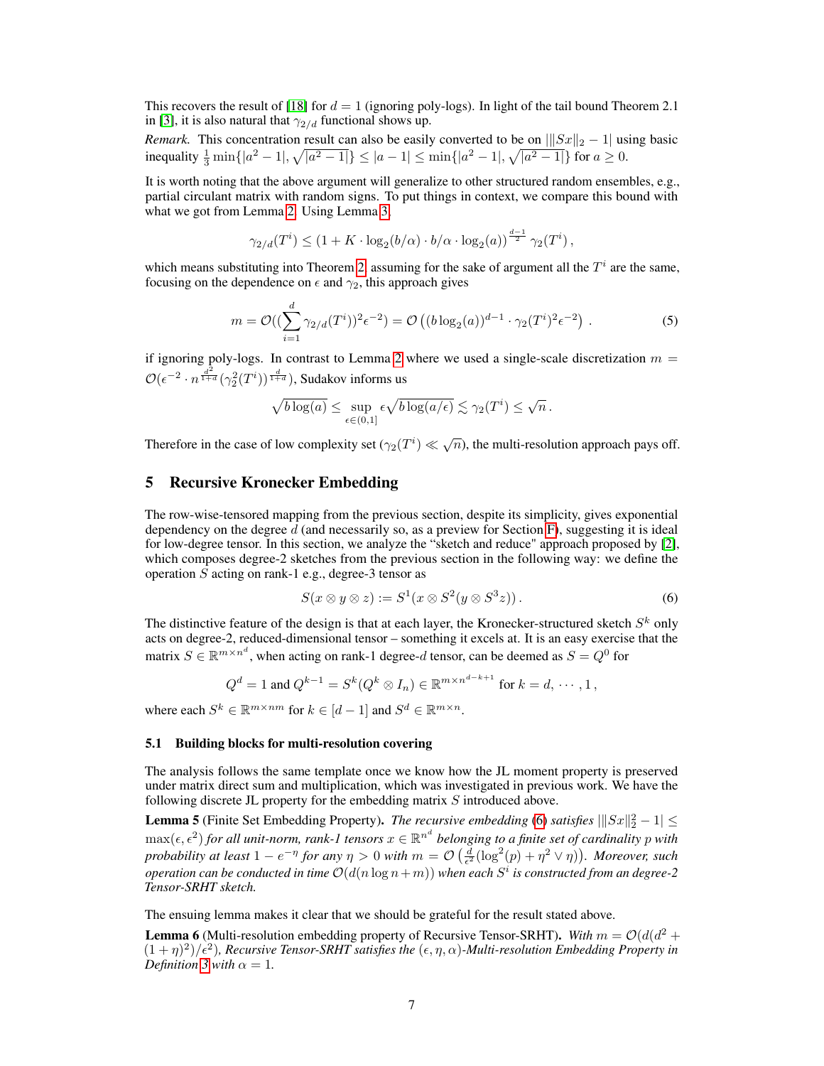This recovers the result of [18] for $d = 1$ (ignoring poly-logs). In light of the tail bound Theorem 2.1 in [3], it is also natural that $\gamma_{2/d}$ functional shows up.

*Remark.* This concentration result can also be easily converted to be on $|\|Sx\|_2 - 1|$ using basic inequality $\frac{1}{3}\min\{|a^2-1|, \sqrt{|a^2-1|}\} \le |a-1| \le \min\{|a^2-1|, \sqrt{|a^2-1|}\}$ for $a \ge 0$.

It is worth noting that the above argument will generalize to other structured random ensembles, e.g., partial circulant matrix with random signs. To put things in context, we compare this bound with what we got from Lemma 2. Using Lemma 3,

$$\gamma_{2/d}(T^i) \le (1 + K \cdot \log_2(b/\alpha) \cdot b/\alpha \cdot \log_2(a))^{\frac{d-1}{2}}\,\gamma_2(T^i)\,,$$

which means substituting into Theorem 2, assuming for the sake of argument all the $T^i$ are the same, focusing on the dependence on $\epsilon$ and $\gamma_2$, this approach gives

$$m = \mathcal{O}((\sum_{i=1}^{d}\gamma_{2/d}(T^i))^2\epsilon^{-2}) = \mathcal{O}\left((b\log_2(a))^{d-1}\cdot\gamma_2(T^i)^2\epsilon^{-2}\right)\,. \tag{5}$$

if ignoring poly-logs. In contrast to Lemma 2 where we used a single-scale discretization $m = \mathcal{O}(\epsilon^{-2}\cdot n^{\frac{d^2}{1+d}}(\gamma_2^2(T^i))^{\frac{d}{1+d}})$, Sudakov informs us

$$\sqrt{b\log(a)} \le \sup_{\epsilon\in(0,1]}\epsilon\sqrt{b\log(a/\epsilon)} \lesssim \gamma_2(T^i) \le \sqrt{n}\,.$$

Therefore in the case of low complexity set ($\gamma_2(T^i) \ll \sqrt{n}$), the multi-resolution approach pays off.

## 5 Recursive Kronecker Embedding

The row-wise-tensored mapping from the previous section, despite its simplicity, gives exponential dependency on the degree $d$ (and necessarily so, as a preview for Section F), suggesting it is ideal for low-degree tensor. In this section, we analyze the "sketch and reduce" approach proposed by [2], which composes degree-2 sketches from the previous section in the following way: we define the operation $S$ acting on rank-1 e.g., degree-3 tensor as

$$S(x\otimes y\otimes z) := S^1(x\otimes S^2(y\otimes S^3 z))\,. \tag{6}$$

The distinctive feature of the design is that at each layer, the Kronecker-structured sketch $S^k$ only acts on degree-2, reduced-dimensional tensor – something it excels at. It is an easy exercise that the matrix $S \in \mathbb{R}^{m\times n^d}$, when acting on rank-1 degree-$d$ tensor, can be deemed as $S = Q^0$ for

$$Q^d = 1 \text{ and } Q^{k-1} = S^k(Q^k\otimes I_n) \in \mathbb{R}^{m\times n^{d-k+1}} \text{ for } k = d, \cdots, 1\,,$$

where each $S^k \in \mathbb{R}^{m\times nm}$ for $k \in [d-1]$ and $S^d \in \mathbb{R}^{m\times n}$.

### 5.1 Building blocks for multi-resolution covering

The analysis follows the same template once we know how the JL moment property is preserved under matrix direct sum and multiplication, which was investigated in previous work. We have the following discrete JL property for the embedding matrix $S$ introduced above.

**Lemma 5** (Finite Set Embedding Property). *The recursive embedding (6) satisfies $|\|Sx\|_2^2 - 1| \le \max(\epsilon, \epsilon^2)$ for all unit-norm, rank-1 tensors $x \in \mathbb{R}^{n^d}$ belonging to a finite set of cardinality $p$ with probability at least $1 - e^{-\eta}$ for any $\eta > 0$ with $m = \mathcal{O}\left(\frac{d}{\epsilon^2}(\log^2(p) + \eta^2 \vee \eta)\right)$. Moreover, such operation can be conducted in time $\mathcal{O}(d(n\log n + m))$ when each $S^i$ is constructed from an degree-2 Tensor-SRHT sketch.*

The ensuing lemma makes it clear that we should be grateful for the result stated above.

**Lemma 6** (Multi-resolution embedding property of Recursive Tensor-SRHT). *With $m = \mathcal{O}(d(d^2 + (1+\eta)^2)/\epsilon^2)$, Recursive Tensor-SRHT satisfies the $(\epsilon, \eta, \alpha)$-Multi-resolution Embedding Property in Definition 3 with $\alpha = 1$.*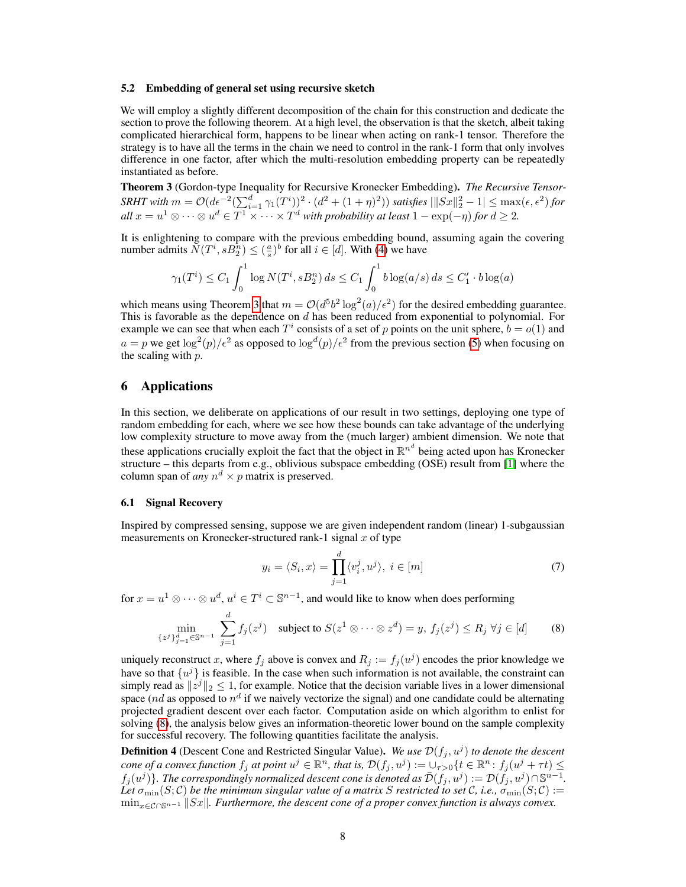### 5.2 Embedding of general set using recursive sketch

We will employ a slightly different decomposition of the chain for this construction and dedicate the section to prove the following theorem. At a high level, the observation is that the sketch, albeit taking complicated hierarchical form, happens to be linear when acting on rank-1 tensor. Therefore the strategy is to have all the terms in the chain we need to control in the rank-1 form that only involves difference in one factor, after which the multi-resolution embedding property can be repeatedly instantiated as before.

**Theorem 3** (Gordon-type Inequality for Recursive Kronecker Embedding)**.** *The Recursive Tensor-SRHT with $m = \mathcal{O}(d\epsilon^{-2}(\sum_{i=1}^{d} \gamma_1(T^i))^2 \cdot (d^2 + (1+\eta)^2))$ satisfies $|\|Sx\|_2^2 - 1| \leq \max(\epsilon, \epsilon^2)$ for all $x = u^1 \otimes \cdots \otimes u^d \in T^1 \times \cdots \times T^d$ with probability at least $1 - \exp(-\eta)$ for $d \geq 2$.*

It is enlightening to compare with the previous embedding bound, assuming again the covering number admits $N(T^i, sB_2^n) \leq (\frac{a}{s})^b$ for all $i \in [d]$. With (4) we have

$$\gamma_1(T^i) \leq C_1 \int_0^1 \log N(T^i, sB_2^n)\, ds \leq C_1 \int_0^1 b \log(a/s)\, ds \leq C_1' \cdot b \log(a)$$

which means using Theorem 3 that $m = \mathcal{O}(d^5 b^2 \log^2(a)/\epsilon^2)$ for the desired embedding guarantee. This is favorable as the dependence on $d$ has been reduced from exponential to polynomial. For example we can see that when each $T^i$ consists of a set of $p$ points on the unit sphere, $b = o(1)$ and $a = p$ we get $\log^2(p)/\epsilon^2$ as opposed to $\log^d(p)/\epsilon^2$ from the previous section (5) when focusing on the scaling with $p$.

## 6 Applications

In this section, we deliberate on applications of our result in two settings, deploying one type of random embedding for each, where we see how these bounds can take advantage of the underlying low complexity structure to move away from the (much larger) ambient dimension. We note that these applications crucially exploit the fact that the object in $\mathbb{R}^{n^d}$ being acted upon has Kronecker structure – this departs from e.g., oblivious subspace embedding (OSE) result from [1] where the column span of *any* $n^d \times p$ matrix is preserved.

### 6.1 Signal Recovery

Inspired by compressed sensing, suppose we are given independent random (linear) 1-subgaussian measurements on Kronecker-structured rank-1 signal $x$ of type

$$y_i = \langle S_i, x \rangle = \prod_{j=1}^{d} \langle v_i^j, u^j \rangle, \; i \in [m] \tag{7}$$

for $x = u^1 \otimes \cdots \otimes u^d$, $u^i \in T^i \subset \mathbb{S}^{n-1}$, and would like to know when does performing

$$\min_{\{z^j\}_{j=1}^d \in \mathbb{S}^{n-1}} \sum_{j=1}^{d} f_j(z^j) \quad \text{subject to } S(z^1 \otimes \cdots \otimes z^d) = y, \; f_j(z^j) \leq R_j \; \forall j \in [d] \tag{8}$$

uniquely reconstruct $x$, where $f_j$ above is convex and $R_j := f_j(u^j)$ encodes the prior knowledge we have so that $\{u^j\}$ is feasible. In the case when such information is not available, the constraint can simply read as $\|z^j\|_2 \leq 1$, for example. Notice that the decision variable lives in a lower dimensional space ($nd$ as opposed to $n^d$ if we naively vectorize the signal) and one candidate could be alternating projected gradient descent over each factor. Computation aside on which algorithm to enlist for solving (8), the analysis below gives an information-theoretic lower bound on the sample complexity for successful recovery. The following quantities facilitate the analysis.

**Definition 4** (Descent Cone and Restricted Singular Value)**.** *We use $\mathcal{D}(f_j, u^j)$ to denote the descent cone of a convex function $f_j$ at point $u^j \in \mathbb{R}^n$, that is, $\mathcal{D}(f_j, u^j) := \cup_{\tau > 0}\{t \in \mathbb{R}^n \colon f_j(u^j + \tau t) \leq f_j(u^j)\}$. The correspondingly normalized descent cone is denoted as $\bar{\mathcal{D}}(f_j, u^j) := \mathcal{D}(f_j, u^j) \cap \mathbb{S}^{n-1}$. Let $\sigma_{\min}(S; \mathcal{C})$ be the minimum singular value of a matrix $S$ restricted to set $\mathcal{C}$, i.e., $\sigma_{\min}(S; \mathcal{C}) := \min_{x \in \mathcal{C} \cap \mathbb{S}^{n-1}} \|Sx\|$. Furthermore, the descent cone of a proper convex function is always convex.*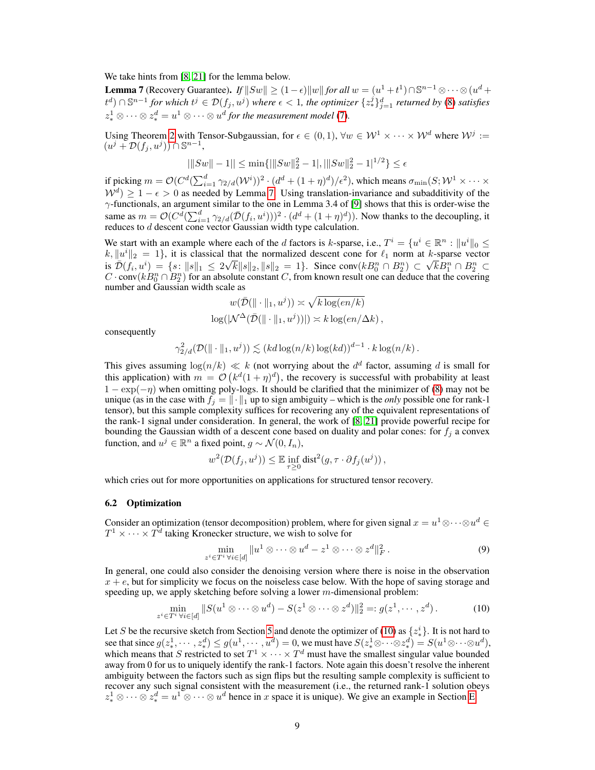We take hints from [8, 21] for the lemma below.

**Lemma 7** (Recovery Guarantee). *If $\|Sw\| \geq (1-\epsilon)\|w\|$ for all $w = (u^1 + t^1) \cap \mathbb{S}^{n-1} \otimes \cdots \otimes (u^d + t^d) \cap \mathbb{S}^{n-1}$ for which $t^j \in \mathcal{D}(f_j, u^j)$ where $\epsilon < 1$, the optimizer $\{z_*^j\}_{j=1}^d$ returned by (8) satisfies $z_*^1 \otimes \cdots \otimes z_*^d = u^1 \otimes \cdots \otimes u^d$ for the measurement model (7).*

Using Theorem 2 with Tensor-Subgaussian, for $\epsilon \in (0,1)$, $\forall w \in \mathcal{W}^1 \times \cdots \times \mathcal{W}^d$ where $\mathcal{W}^j := (u^j + \mathcal{D}(f_j, u^j)) \cap \mathbb{S}^{n-1}$,

$$
|\|Sw\| - 1| \leq \min\{|\|Sw\|_2^2 - 1|, |\|Sw\|_2^2 - 1|^{1/2}\} \leq \epsilon
$$

if picking $m = \mathcal{O}(C^d (\sum_{i=1}^d \gamma_{2/d}(\mathcal{W}^i))^2 \cdot (d^d + (1+\eta)^d)/\epsilon^2)$, which means $\sigma_{\min}(S; \mathcal{W}^1 \times \cdots \times \mathcal{W}^d) \geq 1 - \epsilon > 0$ as needed by Lemma 7. Using translation-invariance and subadditivity of the $\gamma$-functionals, an argument similar to the one in Lemma 3.4 of [9] shows that this is order-wise the same as $m = \mathcal{O}(C^d (\sum_{i=1}^d \gamma_{2/d}(\bar{\mathcal{D}}(f_i, u^i)))^2 \cdot (d^d + (1+\eta)^d))$. Now thanks to the decoupling, it reduces to $d$ descent cone vector Gaussian width type calculation.

We start with an example where each of the $d$ factors is $k$-sparse, i.e., $T^i = \{u^i \in \mathbb{R}^n : \|u^i\|_0 \leq k, \|u^i\|_2 = 1\}$, it is classical that the normalized descent cone for $\ell_1$ norm at $k$-sparse vector is $\bar{\mathcal{D}}(f_i, u^i) = \{s : \|s\|_1 \leq 2\sqrt{k}\|s\|_2, \|s\|_2 = 1\}$. Since $\mathrm{conv}(kB_0^n \cap B_2^n) \subset \sqrt{k}B_1^n \cap B_2^n \subset C \cdot \mathrm{conv}(kB_0^n \cap B_2^n)$ for an absolute constant $C$, from known result one can deduce that the covering number and Gaussian width scale as

$$
w(\bar{\mathcal{D}}(\|\cdot\|_1, u^j)) \asymp \sqrt{k \log(en/k)}
$$
$$
\log(|\mathcal{N}^\Delta(\bar{\mathcal{D}}(\|\cdot\|_1, u^j))|) \asymp k \log(en/\Delta k)\,,
$$

consequently

$$
\gamma_{2/d}^2(\mathcal{D}(\|\cdot\|_1, u^j)) \lesssim (kd \log(n/k) \log(kd))^{d-1} \cdot k \log(n/k)\,.
$$

This gives assuming $\log(n/k) \ll k$ (not worrying about the $d^d$ factor, assuming $d$ is small for this application) with $m = \mathcal{O}\left(k^d (1+\eta)^d\right)$, the recovery is successful with probability at least $1 - \exp(-\eta)$ when omitting poly-logs. It should be clarified that the minimizer of (8) may not be unique (as in the case with $f_j = \|\cdot\|_1$ up to sign ambiguity – which is the *only* possible one for rank-1 tensor), but this sample complexity suffices for recovering any of the equivalent representations of the rank-1 signal under consideration. In general, the work of [8, 21] provide powerful recipe for bounding the Gaussian width of a descent cone based on duality and polar cones: for $f_j$ a convex function, and $u^j \in \mathbb{R}^n$ a fixed point, $g \sim \mathcal{N}(0, I_n)$,

$$
w^2(\mathcal{D}(f_j, u^j)) \leq \mathbb{E} \inf_{\tau \geq 0} \mathrm{dist}^2(g, \tau \cdot \partial f_j(u^j))\,,
$$

which cries out for more opportunities on applications for structured tensor recovery.

### 6.2 Optimization

Consider an optimization (tensor decomposition) problem, where for given signal $x = u^1 \otimes \cdots \otimes u^d \in T^1 \times \cdots \times T^d$ taking Kronecker structure, we wish to solve for

$$
\min_{z^i \in T^i \; \forall i \in [d]} \|u^1 \otimes \cdots \otimes u^d - z^1 \otimes \cdots \otimes z^d\|_F^2\,. \tag{9}
$$

In general, one could also consider the denoising version where there is noise in the observation $x + e$, but for simplicity we focus on the noiseless case below. With the hope of saving storage and speeding up, we apply sketching before solving a lower $m$-dimensional problem:

$$
\min_{z^i \in T^i \; \forall i \in [d]} \|S(u^1 \otimes \cdots \otimes u^d) - S(z^1 \otimes \cdots \otimes z^d)\|_2^2 =: g(z^1, \cdots, z^d)\,. \tag{10}
$$

Let $S$ be the recursive sketch from Section 5 and denote the optimizer of (10) as $\{z_*^i\}$. It is not hard to see that since $g(z_*^1, \cdots, z_*^d) \leq g(u^1, \cdots, u^d) = 0$, we must have $S(z_*^1 \otimes \cdots \otimes z_*^d) = S(u^1 \otimes \cdots \otimes u^d)$, which means that $S$ restricted to set $T^1 \times \cdots \times T^d$ must have the smallest singular value bounded away from 0 for us to uniquely identify the rank-1 factors. Note again this doesn't resolve the inherent ambiguity between the factors such as sign flips but the resulting sample complexity is sufficient to recover any such signal consistent with the measurement (i.e., the returned rank-1 solution obeys $z_*^1 \otimes \cdots \otimes z_*^d = u^1 \otimes \cdots \otimes u^d$ hence in $x$ space it is unique). We give an example in Section E.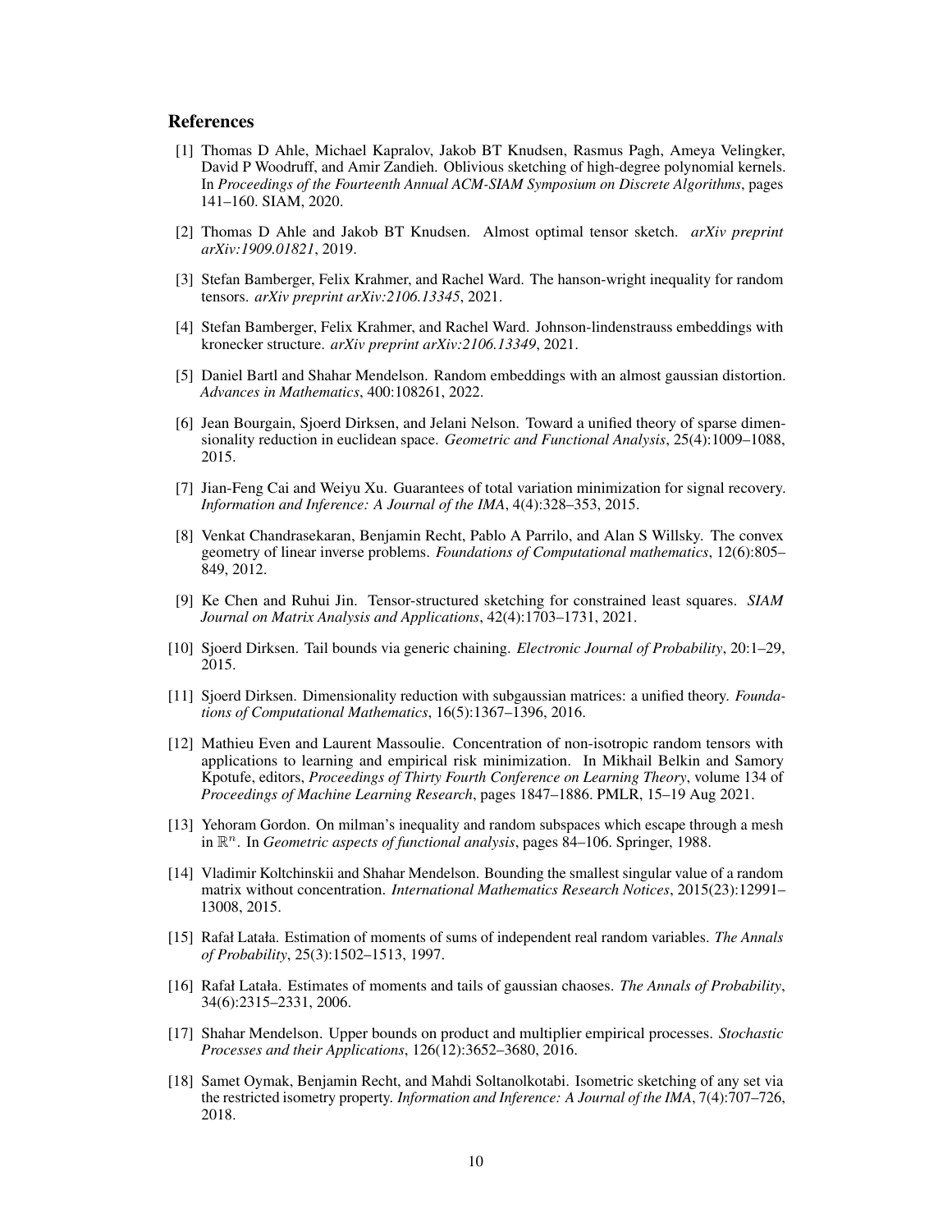## References

[1] Thomas D Ahle, Michael Kapralov, Jakob BT Knudsen, Rasmus Pagh, Ameya Velingker, David P Woodruff, and Amir Zandieh. Oblivious sketching of high-degree polynomial kernels. In *Proceedings of the Fourteenth Annual ACM-SIAM Symposium on Discrete Algorithms*, pages 141–160. SIAM, 2020.

[2] Thomas D Ahle and Jakob BT Knudsen. Almost optimal tensor sketch. *arXiv preprint arXiv:1909.01821*, 2019.

[3] Stefan Bamberger, Felix Krahmer, and Rachel Ward. The hanson-wright inequality for random tensors. *arXiv preprint arXiv:2106.13345*, 2021.

[4] Stefan Bamberger, Felix Krahmer, and Rachel Ward. Johnson-lindenstrauss embeddings with kronecker structure. *arXiv preprint arXiv:2106.13349*, 2021.

[5] Daniel Bartl and Shahar Mendelson. Random embeddings with an almost gaussian distortion. *Advances in Mathematics*, 400:108261, 2022.

[6] Jean Bourgain, Sjoerd Dirksen, and Jelani Nelson. Toward a unified theory of sparse dimensionality reduction in euclidean space. *Geometric and Functional Analysis*, 25(4):1009–1088, 2015.

[7] Jian-Feng Cai and Weiyu Xu. Guarantees of total variation minimization for signal recovery. *Information and Inference: A Journal of the IMA*, 4(4):328–353, 2015.

[8] Venkat Chandrasekaran, Benjamin Recht, Pablo A Parrilo, and Alan S Willsky. The convex geometry of linear inverse problems. *Foundations of Computational mathematics*, 12(6):805–849, 2012.

[9] Ke Chen and Ruhui Jin. Tensor-structured sketching for constrained least squares. *SIAM Journal on Matrix Analysis and Applications*, 42(4):1703–1731, 2021.

[10] Sjoerd Dirksen. Tail bounds via generic chaining. *Electronic Journal of Probability*, 20:1–29, 2015.

[11] Sjoerd Dirksen. Dimensionality reduction with subgaussian matrices: a unified theory. *Foundations of Computational Mathematics*, 16(5):1367–1396, 2016.

[12] Mathieu Even and Laurent Massoulie. Concentration of non-isotropic random tensors with applications to learning and empirical risk minimization. In Mikhail Belkin and Samory Kpotufe, editors, *Proceedings of Thirty Fourth Conference on Learning Theory*, volume 134 of *Proceedings of Machine Learning Research*, pages 1847–1886. PMLR, 15–19 Aug 2021.

[13] Yehoram Gordon. On milman's inequality and random subspaces which escape through a mesh in $\mathbb{R}^n$. In *Geometric aspects of functional analysis*, pages 84–106. Springer, 1988.

[14] Vladimir Koltchinskii and Shahar Mendelson. Bounding the smallest singular value of a random matrix without concentration. *International Mathematics Research Notices*, 2015(23):12991–13008, 2015.

[15] Rafał Latała. Estimation of moments of sums of independent real random variables. *The Annals of Probability*, 25(3):1502–1513, 1997.

[16] Rafał Latała. Estimates of moments and tails of gaussian chaoses. *The Annals of Probability*, 34(6):2315–2331, 2006.

[17] Shahar Mendelson. Upper bounds on product and multiplier empirical processes. *Stochastic Processes and their Applications*, 126(12):3652–3680, 2016.

[18] Samet Oymak, Benjamin Recht, and Mahdi Soltanolkotabi. Isometric sketching of any set via the restricted isometry property. *Information and Inference: A Journal of the IMA*, 7(4):707–726, 2018.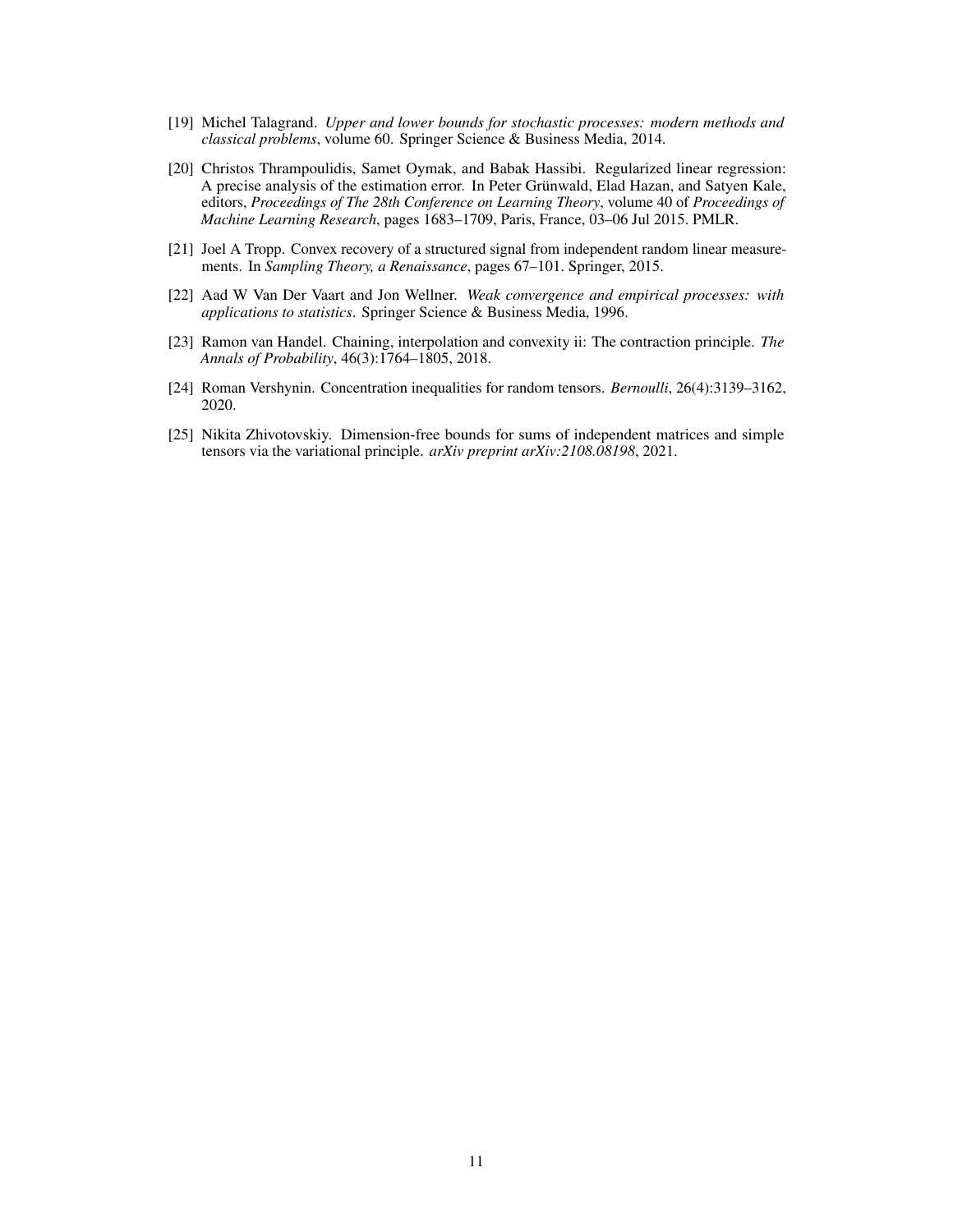[19] Michel Talagrand. *Upper and lower bounds for stochastic processes: modern methods and classical problems*, volume 60. Springer Science & Business Media, 2014.

[20] Christos Thrampoulidis, Samet Oymak, and Babak Hassibi. Regularized linear regression: A precise analysis of the estimation error. In Peter Grünwald, Elad Hazan, and Satyen Kale, editors, *Proceedings of The 28th Conference on Learning Theory*, volume 40 of *Proceedings of Machine Learning Research*, pages 1683–1709, Paris, France, 03–06 Jul 2015. PMLR.

[21] Joel A Tropp. Convex recovery of a structured signal from independent random linear measurements. In *Sampling Theory, a Renaissance*, pages 67–101. Springer, 2015.

[22] Aad W Van Der Vaart and Jon Wellner. *Weak convergence and empirical processes: with applications to statistics*. Springer Science & Business Media, 1996.

[23] Ramon van Handel. Chaining, interpolation and convexity ii: The contraction principle. *The Annals of Probability*, 46(3):1764–1805, 2018.

[24] Roman Vershynin. Concentration inequalities for random tensors. *Bernoulli*, 26(4):3139–3162, 2020.

[25] Nikita Zhivotovskiy. Dimension-free bounds for sums of independent matrices and simple tensors via the variational principle. *arXiv preprint arXiv:2108.08198*, 2021.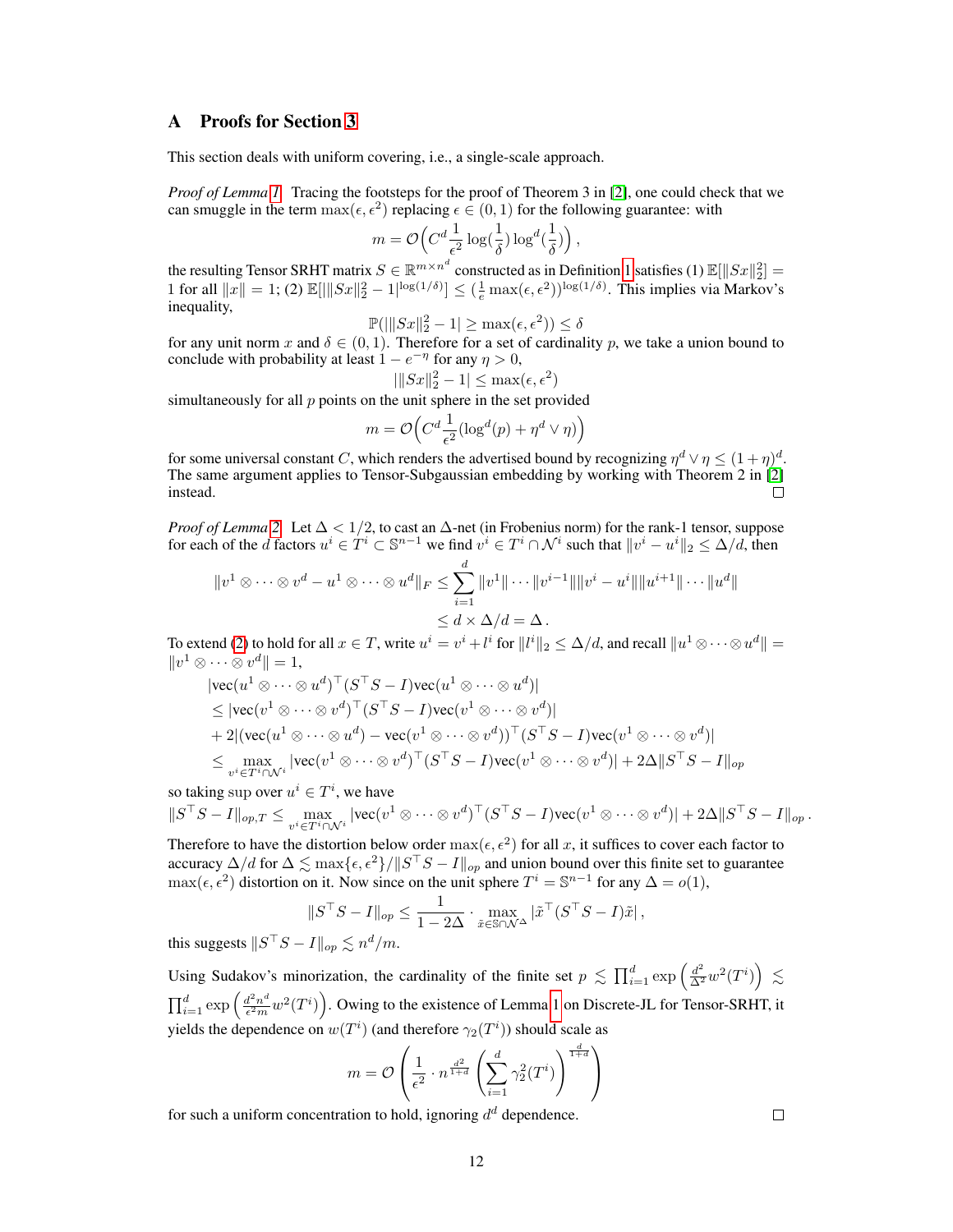# A Proofs for Section 3

This section deals with uniform covering, i.e., a single-scale approach.

*Proof of Lemma 1.* Tracing the footsteps for the proof of Theorem 3 in [2], one could check that we can smuggle in the term $\max(\epsilon, \epsilon^2)$ replacing $\epsilon \in (0,1)$ for the following guarantee: with

$$m = \mathcal{O}\Big(C^d \frac{1}{\epsilon^2} \log(\frac{1}{\delta}) \log^d(\frac{1}{\delta})\Big)\,,$$

the resulting Tensor SRHT matrix $S \in \mathbb{R}^{m \times n^d}$ constructed as in Definition 1 satisfies (1) $\mathbb{E}[\|Sx\|_2^2] = 1$ for all $\|x\| = 1$; (2) $\mathbb{E}[|\|Sx\|_2^2 - 1|^{\log(1/\delta)}] \leq (\frac{1}{e}\max(\epsilon, \epsilon^2))^{\log(1/\delta)}$. This implies via Markov's inequality,

$$\mathbb{P}(|\|Sx\|_2^2 - 1| \geq \max(\epsilon, \epsilon^2)) \leq \delta$$

for any unit norm $x$ and $\delta \in (0,1)$. Therefore for a set of cardinality $p$, we take a union bound to conclude with probability at least $1 - e^{-\eta}$ for any $\eta > 0$,

$$|\|Sx\|_2^2 - 1| \leq \max(\epsilon, \epsilon^2)$$

simultaneously for all $p$ points on the unit sphere in the set provided

$$m = \mathcal{O}\Big(C^d \frac{1}{\epsilon^2}(\log^d(p) + \eta^d \vee \eta)\Big)$$

for some universal constant $C$, which renders the advertised bound by recognizing $\eta^d \vee \eta \leq (1+\eta)^d$. The same argument applies to Tensor-Subgaussian embedding by working with Theorem 2 in [2] instead. □

*Proof of Lemma 2.* Let $\Delta < 1/2$, to cast an $\Delta$-net (in Frobenius norm) for the rank-1 tensor, suppose for each of the $d$ factors $u^i \in T^i \subset \mathbb{S}^{n-1}$ we find $v^i \in T^i \cap \mathcal{N}^i$ such that $\|v^i - u^i\|_2 \leq \Delta/d$, then

$$\begin{aligned}
\|v^1 \otimes \cdots \otimes v^d - u^1 \otimes \cdots \otimes u^d\|_F &\leq \sum_{i=1}^d \|v^1\| \cdots \|v^{i-1}\| \|v^i - u^i\| \|u^{i+1}\| \cdots \|u^d\| \\
&\leq d \times \Delta/d = \Delta\,.
\end{aligned}$$

To extend (2) to hold for all $x \in T$, write $u^i = v^i + l^i$ for $\|l^i\|_2 \leq \Delta/d$, and recall $\|u^1 \otimes \cdots \otimes u^d\| = \|v^1 \otimes \cdots \otimes v^d\| = 1$,

$$\begin{aligned}
&|\text{vec}(u^1 \otimes \cdots \otimes u^d)^\top (S^\top S - I)\text{vec}(u^1 \otimes \cdots \otimes u^d)| \\
&\leq |\text{vec}(v^1 \otimes \cdots \otimes v^d)^\top (S^\top S - I)\text{vec}(v^1 \otimes \cdots \otimes v^d)| \\
&+ 2|(\text{vec}(u^1 \otimes \cdots \otimes u^d) - \text{vec}(v^1 \otimes \cdots \otimes v^d))^\top (S^\top S - I)\text{vec}(v^1 \otimes \cdots \otimes v^d)| \\
&\leq \max_{v^i \in T^i \cap \mathcal{N}^i} |\text{vec}(v^1 \otimes \cdots \otimes v^d)^\top (S^\top S - I)\text{vec}(v^1 \otimes \cdots \otimes v^d)| + 2\Delta \|S^\top S - I\|_{op}
\end{aligned}$$

so taking sup over $u^i \in T^i$, we have

$$\|S^\top S - I\|_{op,T} \leq \max_{v^i \in T^i \cap \mathcal{N}^i} |\text{vec}(v^1 \otimes \cdots \otimes v^d)^\top (S^\top S - I)\text{vec}(v^1 \otimes \cdots \otimes v^d)| + 2\Delta \|S^\top S - I\|_{op}\,.$$

Therefore to have the distortion below order $\max(\epsilon, \epsilon^2)$ for all $x$, it suffices to cover each factor to accuracy $\Delta/d$ for $\Delta \lesssim \max\{\epsilon, \epsilon^2\}/\|S^\top S - I\|_{op}$ and union bound over this finite set to guarantee $\max(\epsilon, \epsilon^2)$ distortion on it. Now since on the unit sphere $T^i = \mathbb{S}^{n-1}$ for any $\Delta = o(1)$,

$$\|S^\top S - I\|_{op} \leq \frac{1}{1 - 2\Delta} \cdot \max_{\tilde{x} \in \mathbb{S} \cap \mathcal{N}^\Delta} |\tilde{x}^\top (S^\top S - I)\tilde{x}|\,,$$

this suggests $\|S^\top S - I\|_{op} \lesssim n^d/m$.

Using Sudakov's minorization, the cardinality of the finite set $p \lesssim \prod_{i=1}^d \exp\left(\frac{d^2}{\Delta^2} w^2(T^i)\right) \lesssim \prod_{i=1}^d \exp\left(\frac{d^2 n^d}{\epsilon^2 m} w^2(T^i)\right)$. Owing to the existence of Lemma 1 on Discrete-JL for Tensor-SRHT, it yields the dependence on $w(T^i)$ (and therefore $\gamma_2(T^i)$) should scale as

$$m = \mathcal{O}\left(\frac{1}{\epsilon^2} \cdot n^{\frac{d^2}{1+d}} \left(\sum_{i=1}^d \gamma_2^2(T^i)\right)^{\frac{d}{1+d}}\right)$$

for such a uniform concentration to hold, ignoring $d^d$ dependence. □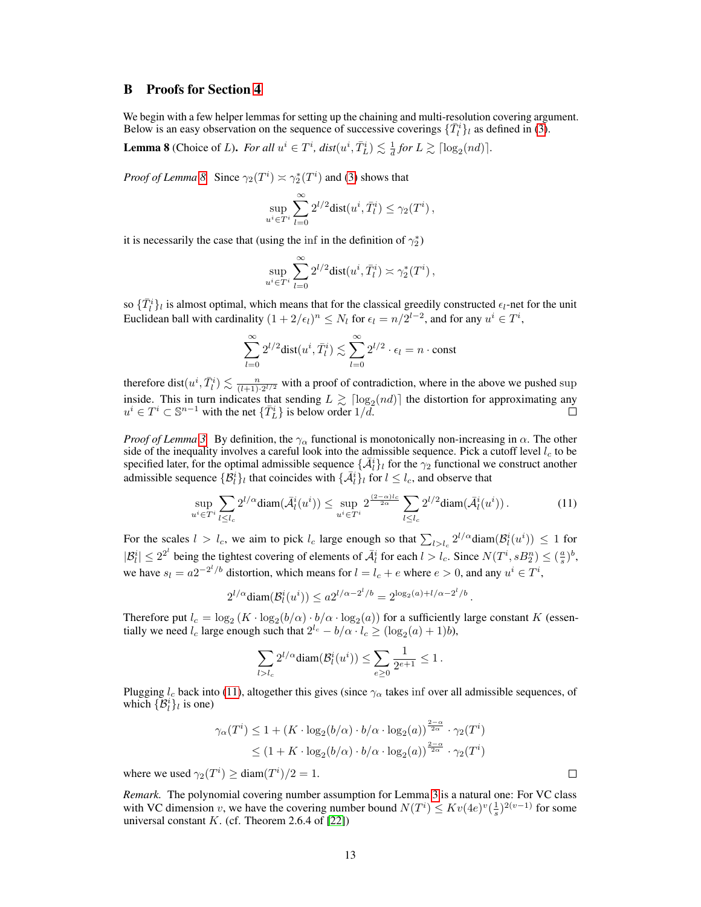## B Proofs for Section 4

We begin with a few helper lemmas for setting up the chaining and multi-resolution covering argument. Below is an easy observation on the sequence of successive coverings $\{\bar{T}_l^i\}_l$ as defined in (3).

**Lemma 8** (Choice of $L$)**.** *For all $u^i \in T^i$, $dist(u^i, \bar{T}_L^i) \lesssim \frac{1}{d}$ for $L \gtrsim \lceil \log_2(nd) \rceil$.*

*Proof of Lemma 8.* Since $\gamma_2(T^i) \asymp \gamma_2^*(T^i)$ and (3) shows that

$$\sup_{u^i \in T^i} \sum_{l=0}^{\infty} 2^{l/2} \text{dist}(u^i, \bar{T}_l^i) \leq \gamma_2(T^i)\,,$$

it is necessarily the case that (using the inf in the definition of $\gamma_2^*$)

$$\sup_{u^i \in T^i} \sum_{l=0}^{\infty} 2^{l/2} \text{dist}(u^i, \bar{T}_l^i) \asymp \gamma_2^*(T^i)\,,$$

so $\{\bar{T}_l^i\}_l$ is almost optimal, which means that for the classical greedily constructed $\epsilon_l$-net for the unit Euclidean ball with cardinality $(1 + 2/\epsilon_l)^n \leq N_l$ for $\epsilon_l = n/2^{l-2}$, and for any $u^i \in T^i$,

$$\sum_{l=0}^{\infty} 2^{l/2} \text{dist}(u^i, \bar{T}_l^i) \lesssim \sum_{l=0}^{\infty} 2^{l/2} \cdot \epsilon_l = n \cdot \text{const}$$

therefore $\text{dist}(u^i, \bar{T}_l^i) \lesssim \frac{n}{(l+1) \cdot 2^{l/2}}$ with a proof of contradiction, where in the above we pushed sup inside. This in turn indicates that sending $L \gtrsim \lceil \log_2(nd) \rceil$ the distortion for approximating any $u^i \in T^i \subset \mathbb{S}^{n-1}$ with the net $\{\bar{T}_L^i\}$ is below order $1/d$. $\square$

*Proof of Lemma 3.* By definition, the $\gamma_\alpha$ functional is monotonically non-increasing in $\alpha$. The other side of the inequality involves a careful look into the admissible sequence. Pick a cutoff level $l_c$ to be specified later, for the optimal admissible sequence $\{\bar{\mathcal{A}}_l^i\}_l$ for the $\gamma_2$ functional we construct another admissible sequence $\{\mathcal{B}_l^i\}_l$ that coincides with $\{\bar{\mathcal{A}}_l^i\}_l$ for $l \leq l_c$, and observe that

$$\sup_{u^i \in T^i} \sum_{l \leq l_c} 2^{l/\alpha} \text{diam}(\bar{\mathcal{A}}_l^i(u^i)) \leq \sup_{u^i \in T^i} 2^{\frac{(2-\alpha) l_c}{2\alpha}} \sum_{l \leq l_c} 2^{l/2} \text{diam}(\bar{\mathcal{A}}_l^i(u^i))\,. \tag{11}$$

For the scales $l > l_c$, we aim to pick $l_c$ large enough so that $\sum_{l > l_c} 2^{l/\alpha} \text{diam}(\mathcal{B}_l^i(u^i)) \leq 1$ for $|\mathcal{B}_l^i| \leq 2^{2^l}$ being the tightest covering of elements of $\bar{\mathcal{A}}_l^i$ for each $l > l_c$. Since $N(T^i, sB_2^n) \leq (\frac{a}{s})^b$, we have $s_l = a 2^{-2^l/b}$ distortion, which means for $l = l_c + e$ where $e > 0$, and any $u^i \in T^i$,

$$2^{l/\alpha} \text{diam}(\mathcal{B}_l^i(u^i)) \leq a 2^{l/\alpha - 2^l/b} = 2^{\log_2(a) + l/\alpha - 2^l/b}\,.$$

Therefore put $l_c = \log_2 \left( K \cdot \log_2(b/\alpha) \cdot b/\alpha \cdot \log_2(a) \right)$ for a sufficiently large constant $K$ (essentially we need $l_c$ large enough such that $2^{l_c} - b/\alpha \cdot l_c \geq (\log_2(a) + 1) b$),

$$\sum_{l > l_c} 2^{l/\alpha} \text{diam}(\mathcal{B}_l^i(u^i)) \leq \sum_{e \geq 0} \frac{1}{2^{e+1}} \leq 1\,.$$

Plugging $l_c$ back into (11), altogether this gives (since $\gamma_\alpha$ takes inf over all admissible sequences, of which $\{\mathcal{B}_l^i\}_l$ is one)

$$\begin{aligned}
\gamma_\alpha(T^i) &\leq 1 + \left( K \cdot \log_2(b/\alpha) \cdot b/\alpha \cdot \log_2(a) \right)^{\frac{2-\alpha}{2\alpha}} \cdot \gamma_2(T^i) \\
&\leq \left( 1 + K \cdot \log_2(b/\alpha) \cdot b/\alpha \cdot \log_2(a) \right)^{\frac{2-\alpha}{2\alpha}} \cdot \gamma_2(T^i)
\end{aligned}$$

where we used $\gamma_2(T^i) \geq \text{diam}(T^i)/2 = 1$. $\square$

*Remark.* The polynomial covering number assumption for Lemma 3 is a natural one: For VC class with VC dimension $v$, we have the covering number bound $N(T^i) \leq K v (4e)^v (\frac{1}{s})^{2(v-1)}$ for some universal constant $K$. (cf. Theorem 2.6.4 of [22])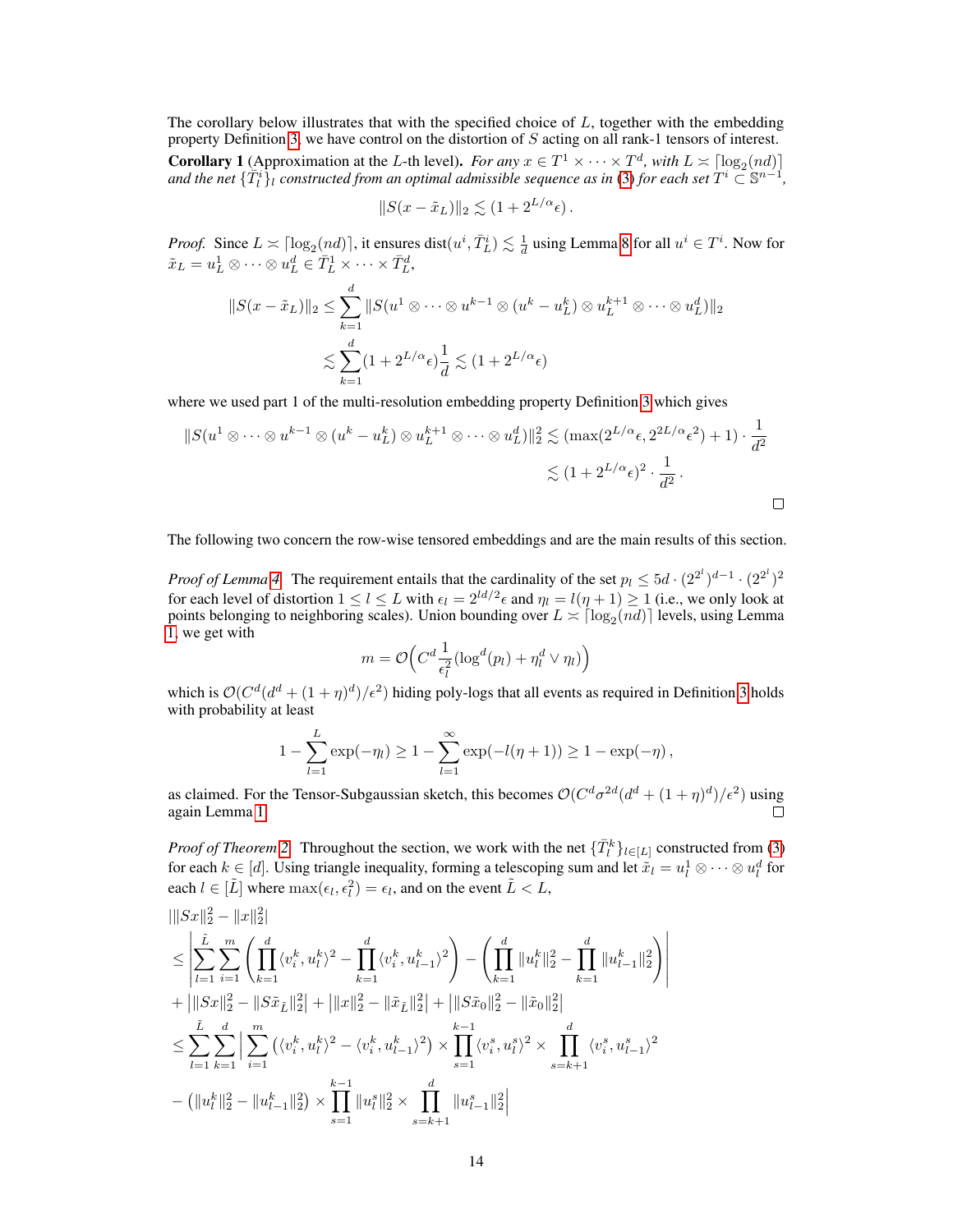The corollary below illustrates that with the specified choice of $L$, together with the embedding property Definition 3, we have control on the distortion of $S$ acting on all rank-1 tensors of interest.

**Corollary 1** (Approximation at the $L$-th level)**.** *For any $x \in T^1 \times \cdots \times T^d$, with $L \asymp \lceil \log_2(nd) \rceil$ and the net $\{\bar{T}_l^i\}_l$ constructed from an optimal admissible sequence as in (3) for each set $T^i \subset \mathbb{S}^{n-1}$,*

$$\|S(x - \tilde{x}_L)\|_2 \lesssim (1 + 2^{L/\alpha}\epsilon)\,.$$

*Proof.* Since $L \asymp \lceil \log_2(nd) \rceil$, it ensures $\text{dist}(u^i, \bar{T}_L^i) \lesssim \frac{1}{d}$ using Lemma 8 for all $u^i \in T^i$. Now for $\tilde{x}_L = u_L^1 \otimes \cdots \otimes u_L^d \in \bar{T}_L^1 \times \cdots \times \bar{T}_L^d$,

$$\begin{aligned}
\|S(x - \tilde{x}_L)\|_2 &\leq \sum_{k=1}^{d} \|S(u^1 \otimes \cdots \otimes u^{k-1} \otimes (u^k - u_L^k) \otimes u_L^{k+1} \otimes \cdots \otimes u_L^d)\|_2 \\
&\lesssim \sum_{k=1}^{d} (1 + 2^{L/\alpha}\epsilon)\frac{1}{d} \lesssim (1 + 2^{L/\alpha}\epsilon)
\end{aligned}$$

where we used part 1 of the multi-resolution embedding property Definition 3 which gives

$$\begin{aligned}
\|S(u^1 \otimes \cdots \otimes u^{k-1} \otimes (u^k - u_L^k) \otimes u_L^{k+1} \otimes \cdots \otimes u_L^d)\|_2^2 &\lesssim (\max(2^{L/\alpha}\epsilon, 2^{2L/\alpha}\epsilon^2) + 1) \cdot \frac{1}{d^2} \\
&\lesssim (1 + 2^{L/\alpha}\epsilon)^2 \cdot \frac{1}{d^2}\,.
\end{aligned}$$

□

The following two concern the row-wise tensored embeddings and are the main results of this section.

*Proof of Lemma 4.* The requirement entails that the cardinality of the set $p_l \leq 5d \cdot (2^{2^l})^{d-1} \cdot (2^{2^l})^2$ for each level of distortion $1 \leq l \leq L$ with $\epsilon_l = 2^{ld/2}\epsilon$ and $\eta_l = l(\eta + 1) \geq 1$ (i.e., we only look at points belonging to neighboring scales). Union bounding over $L \asymp \lceil \log_2(nd) \rceil$ levels, using Lemma 1, we get with

$$m = \mathcal{O}\Big(C^d \frac{1}{\epsilon_l^2}(\log^d(p_l) + \eta_l^d \vee \eta_l)\Big)$$

which is $\mathcal{O}(C^d(d^d + (1+\eta)^d)/\epsilon^2)$ hiding poly-logs that all events as required in Definition 3 holds with probability at least

$$1 - \sum_{l=1}^{L} \exp(-\eta_l) \geq 1 - \sum_{l=1}^{\infty} \exp(-l(\eta + 1)) \geq 1 - \exp(-\eta)\,,$$

as claimed. For the Tensor-Subgaussian sketch, this becomes $\mathcal{O}(C^d\sigma^{2d}(d^d + (1+\eta)^d)/\epsilon^2)$ using again Lemma 1. □

*Proof of Theorem 2.* Throughout the section, we work with the net $\{\bar{T}_l^k\}_{l \in [L]}$ constructed from (3) for each $k \in [d]$. Using triangle inequality, forming a telescoping sum and let $\tilde{x}_l = u_l^1 \otimes \cdots \otimes u_l^d$ for each $l \in [\tilde{L}]$ where $\max(\epsilon_l, \epsilon_l^2) = \epsilon_l$, and on the event $\tilde{L} < L$,

$$\begin{aligned}
&\big|\|Sx\|_2^2 - \|x\|_2^2\big| \\
&\leq \left| \sum_{l=1}^{\tilde{L}} \sum_{i=1}^{m} \left( \prod_{k=1}^{d} \langle v_i^k, u_l^k \rangle^2 - \prod_{k=1}^{d} \langle v_i^k, u_{l-1}^k \rangle^2 \right) - \left( \prod_{k=1}^{d} \|u_l^k\|_2^2 - \prod_{k=1}^{d} \|u_{l-1}^k\|_2^2 \right) \right| \\
&+ \big|\|Sx\|_2^2 - \|S\tilde{x}_{\tilde{L}}\|_2^2\big| + \big|\|x\|_2^2 - \|\tilde{x}_{\tilde{L}}\|_2^2\big| + \big|\|S\tilde{x}_0\|_2^2 - \|\tilde{x}_0\|_2^2\big| \\
&\leq \sum_{l=1}^{\tilde{L}} \sum_{k=1}^{d} \Bigg| \sum_{i=1}^{m} \left( \langle v_i^k, u_l^k \rangle^2 - \langle v_i^k, u_{l-1}^k \rangle^2 \right) \times \prod_{s=1}^{k-1} \langle v_i^s, u_l^s \rangle^2 \times \prod_{s=k+1}^{d} \langle v_i^s, u_{l-1}^s \rangle^2 \\
&- \left( \|u_l^k\|_2^2 - \|u_{l-1}^k\|_2^2 \right) \times \prod_{s=1}^{k-1} \|u_l^s\|_2^2 \times \prod_{s=k+1}^{d} \|u_{l-1}^s\|_2^2 \Bigg|
\end{aligned}$$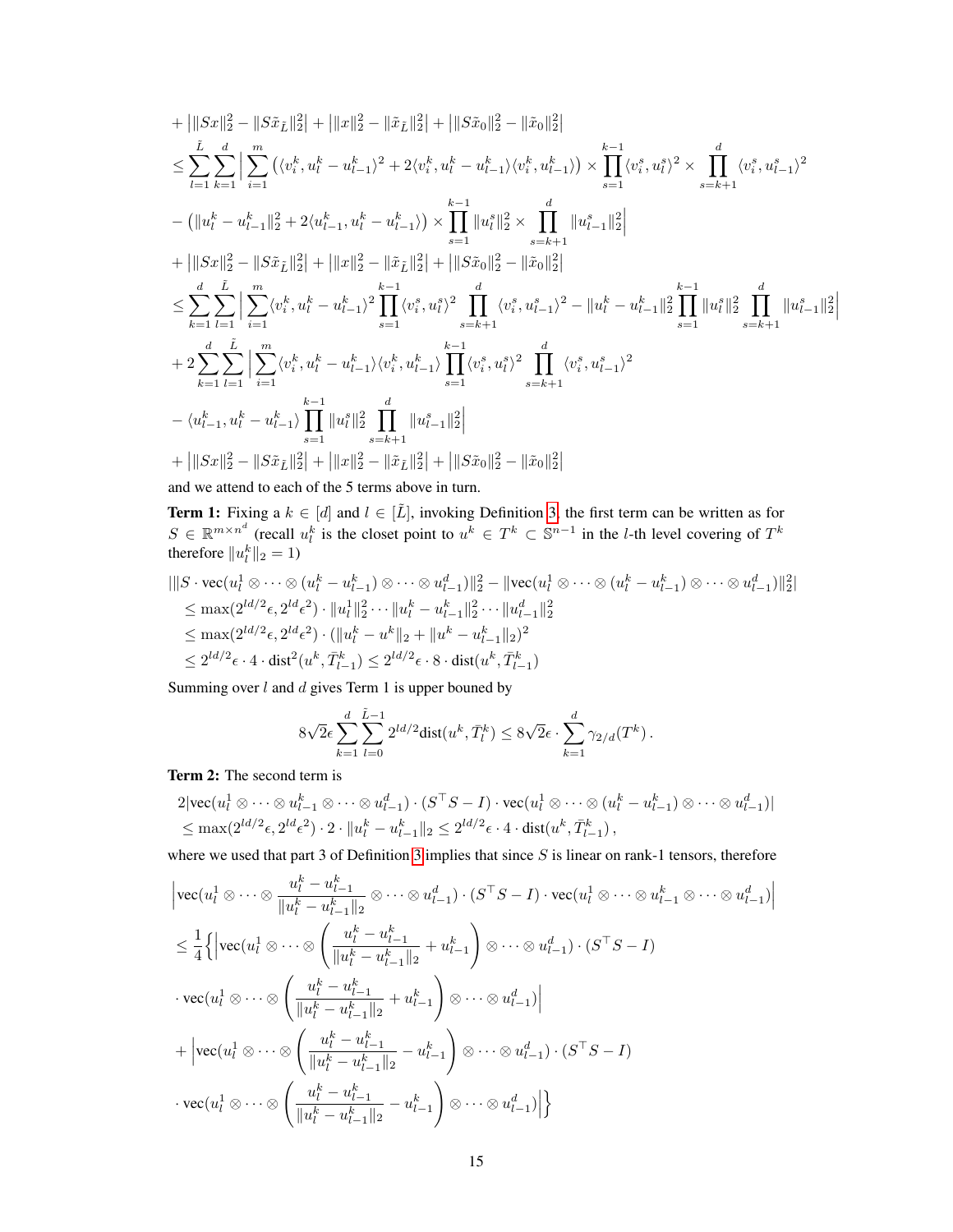$$
\begin{aligned}
&+ \big| \|Sx\|_2^2 - \|S\tilde{x}_{\tilde{L}}\|_2^2 \big| + \big| \|x\|_2^2 - \|\tilde{x}_{\tilde{L}}\|_2^2 \big| + \big| \|S\tilde{x}_0\|_2^2 - \|\tilde{x}_0\|_2^2 \big| \\
&\leq \sum_{l=1}^{\tilde{L}} \sum_{k=1}^{d} \Big| \sum_{i=1}^{m} \left( \langle v_i^k, u_l^k - u_{l-1}^k \rangle^2 + 2\langle v_i^k, u_l^k - u_{l-1}^k \rangle \langle v_i^k, u_{l-1}^k \rangle \right) \times \prod_{s=1}^{k-1} \langle v_i^s, u_l^s \rangle^2 \times \prod_{s=k+1}^{d} \langle v_i^s, u_{l-1}^s \rangle^2 \\
&- \left( \|u_l^k - u_{l-1}^k\|_2^2 + 2\langle u_{l-1}^k, u_l^k - u_{l-1}^k \rangle \right) \times \prod_{s=1}^{k-1} \|u_l^s\|_2^2 \times \prod_{s=k+1}^{d} \|u_{l-1}^s\|_2^2 \Big| \\
&+ \big| \|Sx\|_2^2 - \|S\tilde{x}_{\tilde{L}}\|_2^2 \big| + \big| \|x\|_2^2 - \|\tilde{x}_{\tilde{L}}\|_2^2 \big| + \big| \|S\tilde{x}_0\|_2^2 - \|\tilde{x}_0\|_2^2 \big| \\
&\leq \sum_{k=1}^{d} \sum_{l=1}^{\tilde{L}} \Big| \sum_{i=1}^{m} \langle v_i^k, u_l^k - u_{l-1}^k \rangle^2 \prod_{s=1}^{k-1} \langle v_i^s, u_l^s \rangle^2 \prod_{s=k+1}^{d} \langle v_i^s, u_{l-1}^s \rangle^2 - \|u_l^k - u_{l-1}^k\|_2^2 \prod_{s=1}^{k-1} \|u_l^s\|_2^2 \prod_{s=k+1}^{d} \|u_{l-1}^s\|_2^2 \Big| \\
&+ 2 \sum_{k=1}^{d} \sum_{l=1}^{\tilde{L}} \Big| \sum_{i=1}^{m} \langle v_i^k, u_l^k - u_{l-1}^k \rangle \langle v_i^k, u_{l-1}^k \rangle \prod_{s=1}^{k-1} \langle v_i^s, u_l^s \rangle^2 \prod_{s=k+1}^{d} \langle v_i^s, u_{l-1}^s \rangle^2 \\
&- \langle u_{l-1}^k, u_l^k - u_{l-1}^k \rangle \prod_{s=1}^{k-1} \|u_l^s\|_2^2 \prod_{s=k+1}^{d} \|u_{l-1}^s\|_2^2 \Big| \\
&+ \big| \|Sx\|_2^2 - \|S\tilde{x}_{\tilde{L}}\|_2^2 \big| + \big| \|x\|_2^2 - \|\tilde{x}_{\tilde{L}}\|_2^2 \big| + \big| \|S\tilde{x}_0\|_2^2 - \|\tilde{x}_0\|_2^2 \big|
\end{aligned}
$$

and we attend to each of the 5 terms above in turn.

**Term 1:** Fixing a $k \in [d]$ and $l \in [\tilde{L}]$, invoking Definition 3, the first term can be written as for $S \in \mathbb{R}^{m \times n^d}$ (recall $u_l^k$ is the closet point to $u^k \in T^k \subset \mathbb{S}^{n-1}$ in the $l$-th level covering of $T^k$ therefore $\|u_l^k\|_2 = 1$)

$$
\begin{aligned}
&|\|S \cdot \mathrm{vec}(u_l^1 \otimes \cdots \otimes (u_l^k - u_{l-1}^k) \otimes \cdots \otimes u_{l-1}^d)\|_2^2 - \|\mathrm{vec}(u_l^1 \otimes \cdots \otimes (u_l^k - u_{l-1}^k) \otimes \cdots \otimes u_{l-1}^d)\|_2^2| \\
&\leq \max(2^{ld/2}\epsilon, 2^{ld}\epsilon^2) \cdot \|u_l^1\|_2^2 \cdots \|u_l^k - u_{l-1}^k\|_2^2 \cdots \|u_{l-1}^d\|_2^2 \\
&\leq \max(2^{ld/2}\epsilon, 2^{ld}\epsilon^2) \cdot (\|u_l^k - u^k\|_2 + \|u^k - u_{l-1}^k\|_2)^2 \\
&\leq 2^{ld/2}\epsilon \cdot 4 \cdot \mathrm{dist}^2(u^k, \bar{T}_{l-1}^k) \leq 2^{ld/2}\epsilon \cdot 8 \cdot \mathrm{dist}(u^k, \bar{T}_{l-1}^k)
\end{aligned}
$$

Summing over $l$ and $d$ gives Term 1 is upper bouned by

$$
8\sqrt{2}\epsilon \sum_{k=1}^{d} \sum_{l=0}^{\tilde{L}-1} 2^{ld/2} \mathrm{dist}(u^k, \bar{T}_l^k) \leq 8\sqrt{2}\epsilon \cdot \sum_{k=1}^{d} \gamma_{2/d}(T^k)\,.
$$

**Term 2:** The second term is

$$
\begin{aligned}
&2|\mathrm{vec}(u_l^1 \otimes \cdots \otimes u_{l-1}^k \otimes \cdots \otimes u_{l-1}^d) \cdot (S^\top S - I) \cdot \mathrm{vec}(u_l^1 \otimes \cdots \otimes (u_l^k - u_{l-1}^k) \otimes \cdots \otimes u_{l-1}^d)| \\
&\leq \max(2^{ld/2}\epsilon, 2^{ld}\epsilon^2) \cdot 2 \cdot \|u_l^k - u_{l-1}^k\|_2 \leq 2^{ld/2}\epsilon \cdot 4 \cdot \mathrm{dist}(u^k, \bar{T}_{l-1}^k)\,,
\end{aligned}
$$

where we used that part 3 of Definition 3 implies that since $S$ is linear on rank-1 tensors, therefore

$$
\begin{aligned}
&\Big| \mathrm{vec}(u_l^1 \otimes \cdots \otimes \frac{u_l^k - u_{l-1}^k}{\|u_l^k - u_{l-1}^k\|_2} \otimes \cdots \otimes u_{l-1}^d) \cdot (S^\top S - I) \cdot \mathrm{vec}(u_l^1 \otimes \cdots \otimes u_{l-1}^k \otimes \cdots \otimes u_{l-1}^d) \Big| \\
&\leq \frac{1}{4} \Big\{ \Big| \mathrm{vec}(u_l^1 \otimes \cdots \otimes \left( \frac{u_l^k - u_{l-1}^k}{\|u_l^k - u_{l-1}^k\|_2} + u_{l-1}^k \right) \otimes \cdots \otimes u_{l-1}^d) \cdot (S^\top S - I) \\
&\cdot \mathrm{vec}(u_l^1 \otimes \cdots \otimes \left( \frac{u_l^k - u_{l-1}^k}{\|u_l^k - u_{l-1}^k\|_2} + u_{l-1}^k \right) \otimes \cdots \otimes u_{l-1}^d) \Big| \\
&+ \Big| \mathrm{vec}(u_l^1 \otimes \cdots \otimes \left( \frac{u_l^k - u_{l-1}^k}{\|u_l^k - u_{l-1}^k\|_2} - u_{l-1}^k \right) \otimes \cdots \otimes u_{l-1}^d) \cdot (S^\top S - I) \\
&\cdot \mathrm{vec}(u_l^1 \otimes \cdots \otimes \left( \frac{u_l^k - u_{l-1}^k}{\|u_l^k - u_{l-1}^k\|_2} - u_{l-1}^k \right) \otimes \cdots \otimes u_{l-1}^d) \Big| \Big\}
\end{aligned}
$$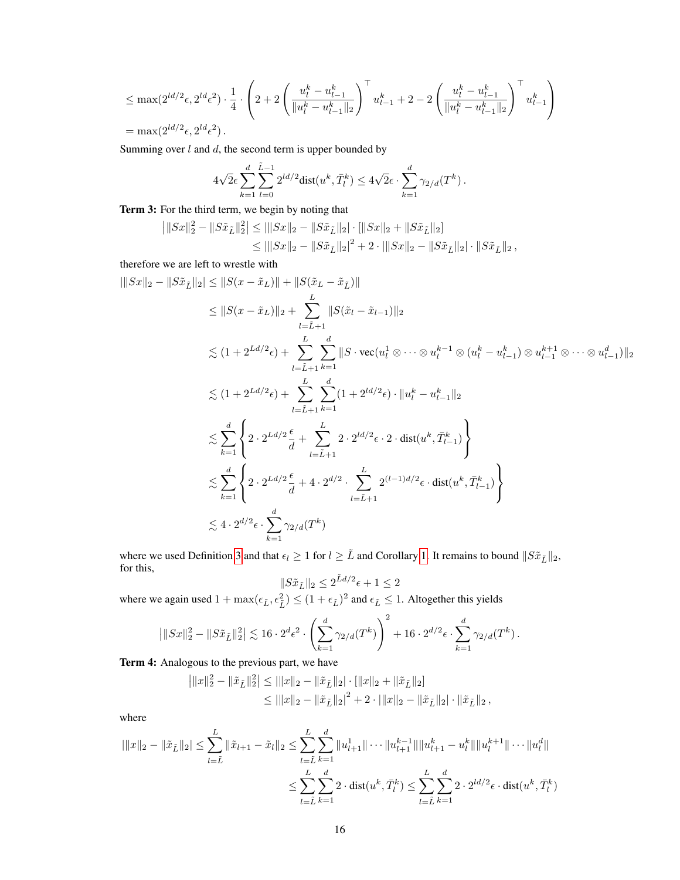$$
\leq \max(2^{ld/2}\epsilon, 2^{ld}\epsilon^2) \cdot \frac{1}{4} \cdot \left( 2 + 2 \left( \frac{u_l^k - u_{l-1}^k}{\|u_l^k - u_{l-1}^k\|_2} \right)^\top u_{l-1}^k + 2 - 2 \left( \frac{u_l^k - u_{l-1}^k}{\|u_l^k - u_{l-1}^k\|_2} \right)^\top u_{l-1}^k \right)
$$

$$
= \max(2^{ld/2}\epsilon, 2^{ld}\epsilon^2)\,.
$$

Summing over $l$ and $d$, the second term is upper bounded by

$$
4\sqrt{2}\epsilon \sum_{k=1}^{d} \sum_{l=0}^{\tilde{L}-1} 2^{ld/2} \mathrm{dist}(u^k, \bar{T}_l^k) \leq 4\sqrt{2}\epsilon \cdot \sum_{k=1}^{d} \gamma_{2/d}(T^k)\,.
$$

**Term 3:** For the third term, we begin by noting that

$$
\begin{aligned}
\left| \|Sx\|_2^2 - \|S\tilde{x}_{\tilde{L}}\|_2^2 \right| &\leq |\|Sx\|_2 - \|S\tilde{x}_{\tilde{L}}\|_2| \cdot [\|Sx\|_2 + \|S\tilde{x}_{\tilde{L}}\|_2] \\
&\leq |\|Sx\|_2 - \|S\tilde{x}_{\tilde{L}}\|_2|^2 + 2 \cdot |\|Sx\|_2 - \|S\tilde{x}_{\tilde{L}}\|_2| \cdot \|S\tilde{x}_{\tilde{L}}\|_2\,,
\end{aligned}
$$

therefore we are left to wrestle with

$$
\begin{aligned}
|\|Sx\|_2 - \|S\tilde{x}_{\tilde{L}}\|_2| &\leq \|S(x - \tilde{x}_L)\| + \|S(\tilde{x}_L - \tilde{x}_{\tilde{L}})\| \\
&\leq \|S(x - \tilde{x}_L)\|_2 + \sum_{l=\tilde{L}+1}^{L} \|S(\tilde{x}_l - \tilde{x}_{l-1})\|_2 \\
&\lesssim (1 + 2^{Ld/2}\epsilon) + \sum_{l=\tilde{L}+1}^{L} \sum_{k=1}^{d} \|S \cdot \mathrm{vec}(u_l^1 \otimes \cdots \otimes u_l^{k-1} \otimes (u_l^k - u_{l-1}^k) \otimes u_{l-1}^{k+1} \otimes \cdots \otimes u_{l-1}^d)\|_2 \\
&\lesssim (1 + 2^{Ld/2}\epsilon) + \sum_{l=\tilde{L}+1}^{L} \sum_{k=1}^{d} (1 + 2^{ld/2}\epsilon) \cdot \|u_l^k - u_{l-1}^k\|_2 \\
&\lesssim \sum_{k=1}^{d} \left\{ 2 \cdot 2^{Ld/2} \frac{\epsilon}{d} + \sum_{l=\tilde{L}+1}^{L} 2 \cdot 2^{ld/2}\epsilon \cdot 2 \cdot \mathrm{dist}(u^k, \bar{T}_{l-1}^k) \right\} \\
&\lesssim \sum_{k=1}^{d} \left\{ 2 \cdot 2^{Ld/2} \frac{\epsilon}{d} + 4 \cdot 2^{d/2} \cdot \sum_{l=\tilde{L}+1}^{L} 2^{(l-1)d/2}\epsilon \cdot \mathrm{dist}(u^k, \bar{T}_{l-1}^k) \right\} \\
&\lesssim 4 \cdot 2^{d/2}\epsilon \cdot \sum_{k=1}^{d} \gamma_{2/d}(T^k)
\end{aligned}
$$

where we used Definition 3 and that $\epsilon_l \geq 1$ for $l \geq \tilde{L}$ and Corollary 1. It remains to bound $\|S\tilde{x}_{\tilde{L}}\|_2$, for this,

$$
\|S\tilde{x}_{\tilde{L}}\|_2 \leq 2^{\tilde{L}d/2}\epsilon + 1 \leq 2
$$

where we again used $1 + \max(\epsilon_{\tilde{L}}, \epsilon_{\tilde{L}}^2) \leq (1 + \epsilon_{\tilde{L}})^2$ and $\epsilon_{\tilde{L}} \leq 1$. Altogether this yields

$$
\left| \|Sx\|_2^2 - \|S\tilde{x}_{\tilde{L}}\|_2^2 \right| \lesssim 16 \cdot 2^d \epsilon^2 \cdot \left( \sum_{k=1}^{d} \gamma_{2/d}(T^k) \right)^2 + 16 \cdot 2^{d/2}\epsilon \cdot \sum_{k=1}^{d} \gamma_{2/d}(T^k)\,.
$$

**Term 4:** Analogous to the previous part, we have

$$
\begin{aligned}
\left| \|x\|_2^2 - \|\tilde{x}_{\tilde{L}}\|_2^2 \right| &\leq |\|x\|_2 - \|\tilde{x}_{\tilde{L}}\|_2| \cdot [\|x\|_2 + \|\tilde{x}_{\tilde{L}}\|_2] \\
&\leq |\|x\|_2 - \|\tilde{x}_{\tilde{L}}\|_2|^2 + 2 \cdot |\|x\|_2 - \|\tilde{x}_{\tilde{L}}\|_2| \cdot \|\tilde{x}_{\tilde{L}}\|_2\,,
\end{aligned}
$$

where

$$
\begin{aligned}
|\|x\|_2 - \|\tilde{x}_{\tilde{L}}\|_2| \leq \sum_{l=\tilde{L}}^{L} \|\tilde{x}_{l+1} - \tilde{x}_l\|_2 &\leq \sum_{l=\tilde{L}}^{L} \sum_{k=1}^{d} \|u_{l+1}^1\| \cdots \|u_{l+1}^{k-1}\| \|u_{l+1}^k - u_l^k\| \|u_l^{k+1}\| \cdots \|u_l^d\| \\
&\leq \sum_{l=\tilde{L}}^{L} \sum_{k=1}^{d} 2 \cdot \mathrm{dist}(u^k, \bar{T}_l^k) \leq \sum_{l=\tilde{L}}^{L} \sum_{k=1}^{d} 2 \cdot 2^{ld/2}\epsilon \cdot \mathrm{dist}(u^k, \bar{T}_l^k)
\end{aligned}
$$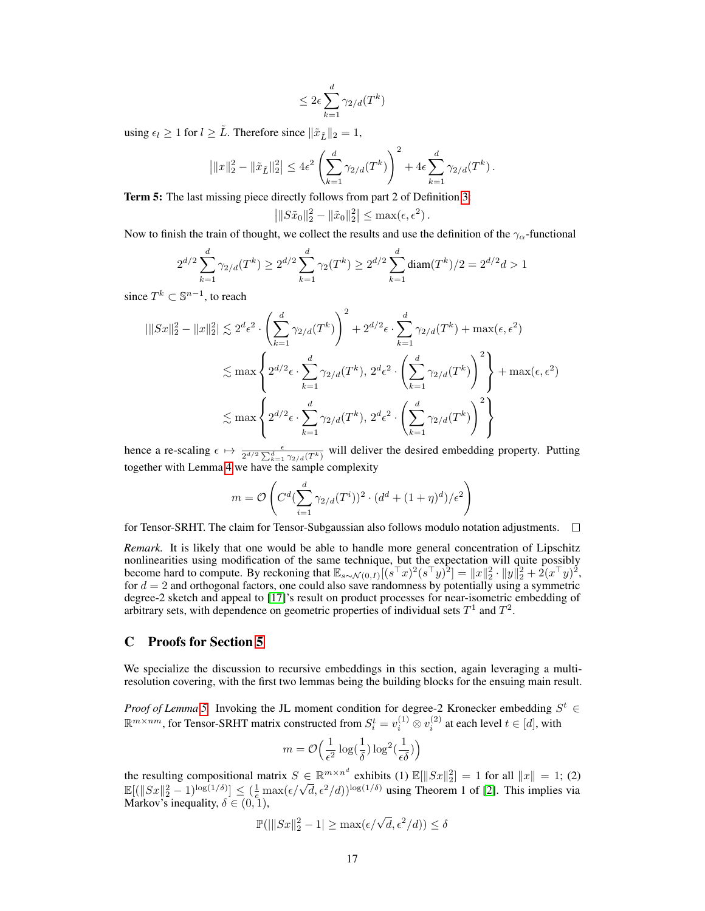$$\leq 2\epsilon \sum_{k=1}^{d} \gamma_{2/d}(T^k)$$

using $\epsilon_l \geq 1$ for $l \geq \tilde{L}$. Therefore since $\|\tilde{x}_{\tilde{L}}\|_2 = 1$,

$$\left|\|x\|_2^2 - \|\tilde{x}_{\tilde{L}}\|_2^2\right| \leq 4\epsilon^2 \left(\sum_{k=1}^{d} \gamma_{2/d}(T^k)\right)^2 + 4\epsilon \sum_{k=1}^{d} \gamma_{2/d}(T^k)\,.$$

**Term 5:** The last missing piece directly follows from part 2 of Definition 3:

$$\left|\|S\tilde{x}_0\|_2^2 - \|\tilde{x}_0\|_2^2\right| \leq \max(\epsilon, \epsilon^2)\,.$$

Now to finish the train of thought, we collect the results and use the definition of the $\gamma_\alpha$-functional

$$2^{d/2} \sum_{k=1}^{d} \gamma_{2/d}(T^k) \geq 2^{d/2} \sum_{k=1}^{d} \gamma_2(T^k) \geq 2^{d/2} \sum_{k=1}^{d} \mathrm{diam}(T^k)/2 = 2^{d/2} d > 1$$

since $T^k \subset \mathbb{S}^{n-1}$, to reach

$$\begin{aligned}
|\|Sx\|_2^2 - \|x\|_2^2| &\lesssim 2^d \epsilon^2 \cdot \left(\sum_{k=1}^{d} \gamma_{2/d}(T^k)\right)^2 + 2^{d/2}\epsilon \cdot \sum_{k=1}^{d} \gamma_{2/d}(T^k) + \max(\epsilon, \epsilon^2) \\
&\lesssim \max\left\{2^{d/2}\epsilon \cdot \sum_{k=1}^{d} \gamma_{2/d}(T^k),\, 2^d \epsilon^2 \cdot \left(\sum_{k=1}^{d} \gamma_{2/d}(T^k)\right)^2\right\} + \max(\epsilon, \epsilon^2) \\
&\lesssim \max\left\{2^{d/2}\epsilon \cdot \sum_{k=1}^{d} \gamma_{2/d}(T^k),\, 2^d \epsilon^2 \cdot \left(\sum_{k=1}^{d} \gamma_{2/d}(T^k)\right)^2\right\}
\end{aligned}$$

hence a re-scaling $\epsilon \mapsto \frac{\epsilon}{2^{d/2}\sum_{k=1}^{d}\gamma_{2/d}(T^k)}$ will deliver the desired embedding property. Putting together with Lemma 4 we have the sample complexity

$$m = \mathcal{O}\left(C^d \left(\sum_{i=1}^{d} \gamma_{2/d}(T^i)\right)^2 \cdot (d^d + (1+\eta)^d)/\epsilon^2\right)$$

for Tensor-SRHT. The claim for Tensor-Subgaussian also follows modulo notation adjustments. □

*Remark.* It is likely that one would be able to handle more general concentration of Lipschitz nonlinearities using modification of the same technique, but the expectation will quite possibly become hard to compute. By reckoning that $\mathbb{E}_{s\sim\mathcal{N}(0,I)}[(s^\top x)^2 (s^\top y)^2] = \|x\|_2^2 \cdot \|y\|_2^2 + 2(x^\top y)^2$, for $d = 2$ and orthogonal factors, one could also save randomness by potentially using a symmetric degree-2 sketch and appeal to [17]'s result on product processes for near-isometric embedding of arbitrary sets, with dependence on geometric properties of individual sets $T^1$ and $T^2$.

## C Proofs for Section 5

We specialize the discussion to recursive embeddings in this section, again leveraging a multi-resolution covering, with the first two lemmas being the building blocks for the ensuing main result.

*Proof of Lemma 5.* Invoking the JL moment condition for degree-2 Kronecker embedding $S^t \in \mathbb{R}^{m\times nm}$, for Tensor-SRHT matrix constructed from $S_i^t = v_i^{(1)} \otimes v_i^{(2)}$ at each level $t \in [d]$, with

$$m = \mathcal{O}\Big(\frac{1}{\epsilon^2}\log(\frac{1}{\delta})\log^2(\frac{1}{\epsilon\delta})\Big)$$

the resulting compositional matrix $S \in \mathbb{R}^{m\times n^d}$ exhibits (1) $\mathbb{E}[\|Sx\|_2^2] = 1$ for all $\|x\| = 1$; (2) $\mathbb{E}[(\|Sx\|_2^2 - 1)^{\log(1/\delta)}] \leq (\frac{1}{e}\max(\epsilon/\sqrt{d}, \epsilon^2/d))^{\log(1/\delta)}$ using Theorem 1 of [2]. This implies via Markov's inequality, $\delta \in (0,1)$,

$$\mathbb{P}(|\|Sx\|_2^2 - 1| \geq \max(\epsilon/\sqrt{d}, \epsilon^2/d)) \leq \delta$$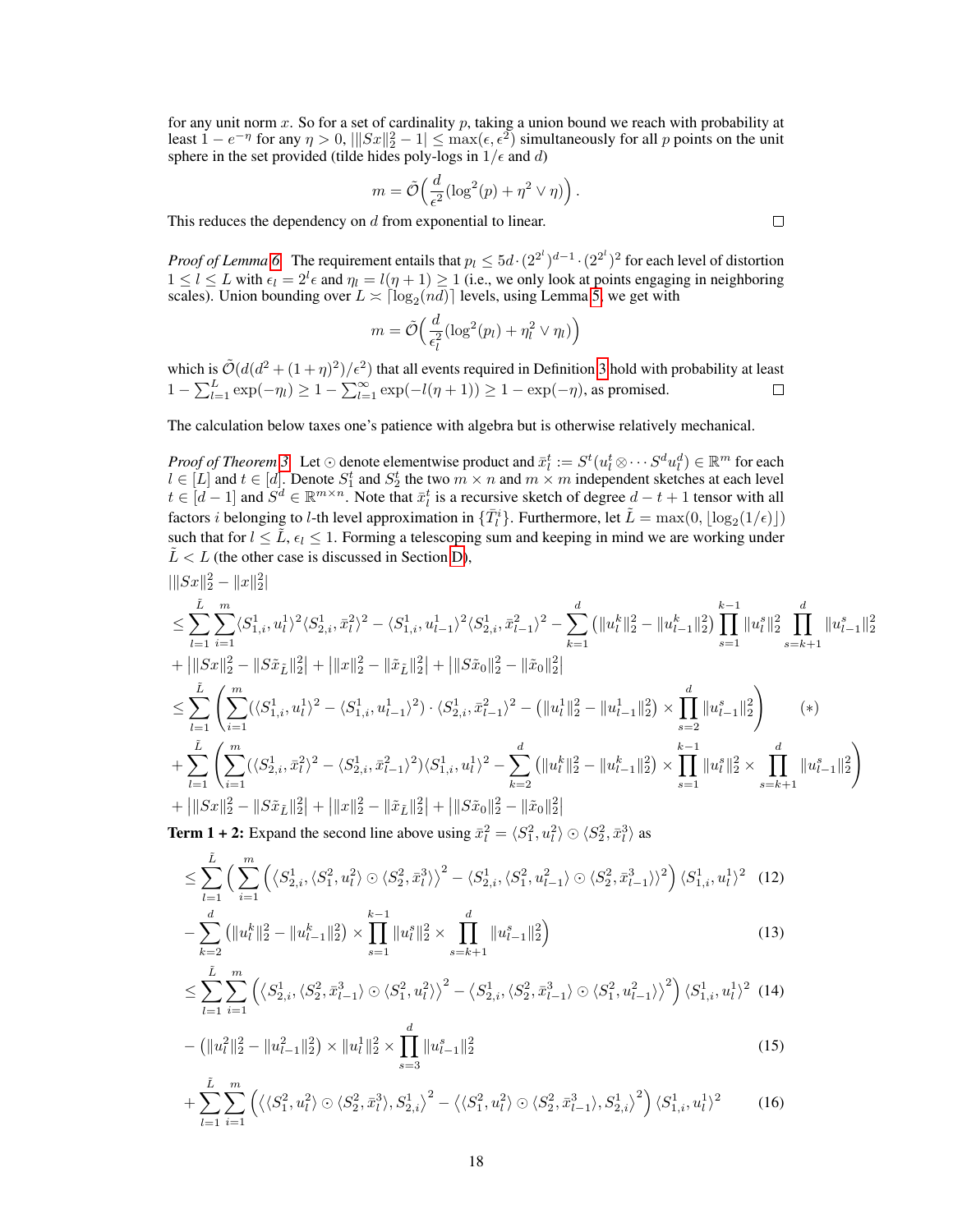for any unit norm $x$. So for a set of cardinality $p$, taking a union bound we reach with probability at least $1 - e^{-\eta}$ for any $\eta > 0$, $|\|Sx\|_2^2 - 1| \le \max(\epsilon, \epsilon^2)$ simultaneously for all $p$ points on the unit sphere in the set provided (tilde hides poly-logs in $1/\epsilon$ and $d$)

$$m = \tilde{\mathcal{O}}\Big(\frac{d}{\epsilon^2}(\log^2(p) + \eta^2 \vee \eta)\Big)\,.$$

This reduces the dependency on $d$ from exponential to linear. □

*Proof of Lemma 6.* The requirement entails that $p_l \le 5d \cdot (2^{2^l})^{d-1} \cdot (2^{2^l})^2$ for each level of distortion $1 \le l \le L$ with $\epsilon_l = 2^l \epsilon$ and $\eta_l = l(\eta + 1) \ge 1$ (i.e., we only look at points engaging in neighboring scales). Union bounding over $L \asymp \lceil \log_2(nd) \rceil$ levels, using Lemma 5, we get with

$$m = \tilde{\mathcal{O}}\Big(\frac{d}{\epsilon_l^2}(\log^2(p_l) + \eta_l^2 \vee \eta_l)\Big)$$

which is $\tilde{\mathcal{O}}(d(d^2 + (1+\eta)^2)/\epsilon^2)$ that all events required in Definition 3 hold with probability at least $1 - \sum_{l=1}^{L} \exp(-\eta_l) \ge 1 - \sum_{l=1}^{\infty} \exp(-l(\eta+1)) \ge 1 - \exp(-\eta)$, as promised. □

The calculation below taxes one's patience with algebra but is otherwise relatively mechanical.

*Proof of Theorem 3.* Let $\odot$ denote elementwise product and $\bar{x}_l^t := S^t(u_l^t \otimes \cdots S^d u_l^d) \in \mathbb{R}^m$ for each $l \in [L]$ and $t \in [d]$. Denote $S_1^t$ and $S_2^t$ the two $m \times n$ and $m \times m$ independent sketches at each level $t \in [d-1]$ and $S^d \in \mathbb{R}^{m \times n}$. Note that $\bar{x}_l^t$ is a recursive sketch of degree $d - t + 1$ tensor with all factors $i$ belonging to $l$-th level approximation in $\{\bar{T}_l^i\}$. Furthermore, let $\tilde{L} = \max(0, \lfloor \log_2(1/\epsilon) \rfloor)$ such that for $l \le \tilde{L}$, $\epsilon_l \le 1$. Forming a telescoping sum and keeping in mind we are working under $\tilde{L} < L$ (the other case is discussed in Section D),

$$
\begin{aligned}
&|\|Sx\|_2^2 - \|x\|_2^2| \\
&\le \sum_{l=1}^{\tilde{L}} \sum_{i=1}^{m} \langle S_{1,i}^1, u_l^1\rangle^2 \langle S_{2,i}^1, \bar{x}_l^2\rangle^2 - \langle S_{1,i}^1, u_{l-1}^1\rangle^2 \langle S_{2,i}^1, \bar{x}_{l-1}^2\rangle^2 - \sum_{k=1}^{d} \left(\|u_l^k\|_2^2 - \|u_{l-1}^k\|_2^2\right) \prod_{s=1}^{k-1} \|u_l^s\|_2^2 \prod_{s=k+1}^{d} \|u_{l-1}^s\|_2^2 \\
&+ \left|\|Sx\|_2^2 - \|S\tilde{x}_{\tilde{L}}\|_2^2\right| + \left|\|x\|_2^2 - \|\tilde{x}_{\tilde{L}}\|_2^2\right| + \left|\|S\tilde{x}_0\|_2^2 - \|\tilde{x}_0\|_2^2\right| \\
&\le \sum_{l=1}^{\tilde{L}} \left( \sum_{i=1}^{m} (\langle S_{1,i}^1, u_l^1\rangle^2 - \langle S_{1,i}^1, u_{l-1}^1\rangle^2) \cdot \langle S_{2,i}^1, \bar{x}_{l-1}^2\rangle^2 - \left(\|u_l^1\|_2^2 - \|u_{l-1}^1\|_2^2\right) \times \prod_{s=2}^{d} \|u_{l-1}^s\|_2^2 \right) \qquad (*) \\
&+ \sum_{l=1}^{\tilde{L}} \left( \sum_{i=1}^{m} (\langle S_{2,i}^1, \bar{x}_l^2\rangle^2 - \langle S_{2,i}^1, \bar{x}_{l-1}^2\rangle^2) \langle S_{1,i}^1, u_l^1\rangle^2 - \sum_{k=2}^{d} \left(\|u_l^k\|_2^2 - \|u_{l-1}^k\|_2^2\right) \times \prod_{s=1}^{k-1} \|u_l^s\|_2^2 \times \prod_{s=k+1}^{d} \|u_{l-1}^s\|_2^2 \right) \\
&+ \left|\|Sx\|_2^2 - \|S\tilde{x}_{\tilde{L}}\|_2^2\right| + \left|\|x\|_2^2 - \|\tilde{x}_{\tilde{L}}\|_2^2\right| + \left|\|S\tilde{x}_0\|_2^2 - \|\tilde{x}_0\|_2^2\right|
\end{aligned}
$$

**Term 1 + 2:** Expand the second line above using $\bar{x}_l^2 = \langle S_1^2, u_l^2\rangle \odot \langle S_2^2, \bar{x}_l^3\rangle$ as

$$\le \sum_{l=1}^{\tilde{L}} \Big( \sum_{i=1}^{m} \Big( \big\langle S_{2,i}^1, \langle S_1^2, u_l^2\rangle \odot \langle S_2^2, \bar{x}_l^3\rangle\big\rangle^2 - \langle S_{2,i}^1, \langle S_1^2, u_{l-1}^2\rangle \odot \langle S_2^2, \bar{x}_{l-1}^3\rangle\rangle^2 \Big) \langle S_{1,i}^1, u_l^1\rangle^2 \tag{12}$$

$$- \sum_{k=2}^{d} \left(\|u_l^k\|_2^2 - \|u_{l-1}^k\|_2^2\right) \times \prod_{s=1}^{k-1} \|u_l^s\|_2^2 \times \prod_{s=k+1}^{d} \|u_{l-1}^s\|_2^2 \Big) \tag{13}$$

$$\le \sum_{l=1}^{\tilde{L}} \sum_{i=1}^{m} \Big( \big\langle S_{2,i}^1, \langle S_2^2, \bar{x}_{l-1}^3\rangle \odot \langle S_1^2, u_l^2\rangle \big\rangle^2 - \big\langle S_{2,i}^1, \langle S_2^2, \bar{x}_{l-1}^3\rangle \odot \langle S_1^2, u_{l-1}^2\rangle \big\rangle^2 \Big) \langle S_{1,i}^1, u_l^1\rangle^2 \tag{14}$$

$$- \left(\|u_l^2\|_2^2 - \|u_{l-1}^2\|_2^2\right) \times \|u_l^1\|_2^2 \times \prod_{s=3}^{d} \|u_{l-1}^s\|_2^2 \tag{15}$$

$$+ \sum_{l=1}^{\tilde{L}} \sum_{i=1}^{m} \Big( \big\langle \langle S_1^2, u_l^2\rangle \odot \langle S_2^2, \bar{x}_l^3\rangle, S_{2,i}^1 \big\rangle^2 - \big\langle \langle S_1^2, u_l^2\rangle \odot \langle S_2^2, \bar{x}_{l-1}^3\rangle, S_{2,i}^1 \big\rangle^2 \Big) \langle S_{1,i}^1, u_l^1\rangle^2 \tag{16}$$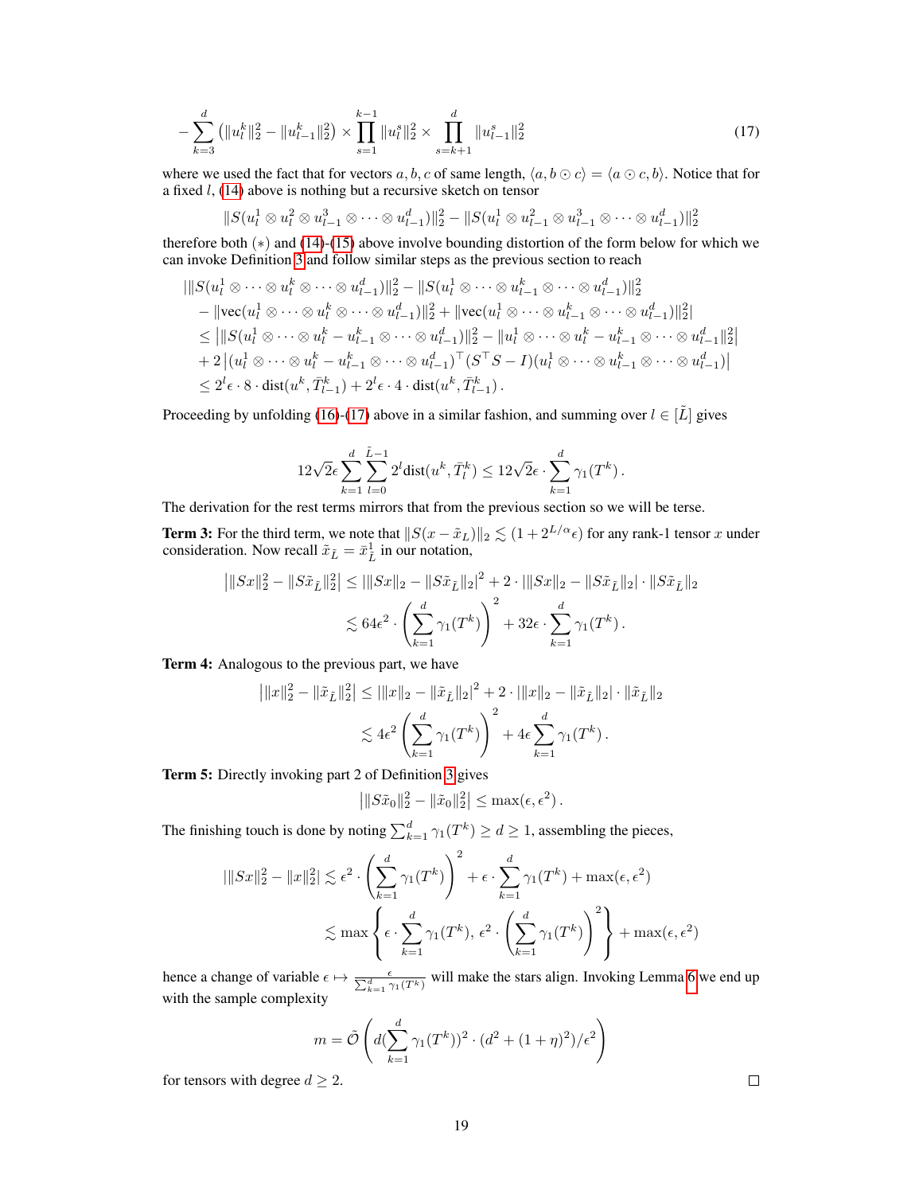$$
-\sum_{k=3}^{d}\left(\|u_l^k\|_2^2-\|u_{l-1}^k\|_2^2\right)\times\prod_{s=1}^{k-1}\|u_l^s\|_2^2\times\prod_{s=k+1}^{d}\|u_{l-1}^s\|_2^2 \tag{17}
$$

where we used the fact that for vectors $a, b, c$ of same length, $\langle a, b\odot c\rangle = \langle a\odot c, b\rangle$. Notice that for a fixed $l$, (14) above is nothing but a recursive sketch on tensor

$$
\|S(u_l^1\otimes u_l^2\otimes u_{l-1}^3\otimes\cdots\otimes u_{l-1}^d)\|_2^2-\|S(u_l^1\otimes u_{l-1}^2\otimes u_{l-1}^3\otimes\cdots\otimes u_{l-1}^d)\|_2^2
$$

therefore both $(*)$ and (14)-(15) above involve bounding distortion of the form below for which we can invoke Definition 3 and follow similar steps as the previous section to reach

$$
\begin{aligned}
&\big|\|S(u_l^1\otimes\cdots\otimes u_l^k\otimes\cdots\otimes u_{l-1}^d)\|_2^2-\|S(u_l^1\otimes\cdots\otimes u_{l-1}^k\otimes\cdots\otimes u_{l-1}^d)\|_2^2\\
&\quad-\|\mathrm{vec}(u_l^1\otimes\cdots\otimes u_l^k\otimes\cdots\otimes u_{l-1}^d)\|_2^2+\|\mathrm{vec}(u_l^1\otimes\cdots\otimes u_{l-1}^k\otimes\cdots\otimes u_{l-1}^d)\|_2^2\big|\\
&\le\left|\|S(u_l^1\otimes\cdots\otimes u_l^k-u_{l-1}^k\otimes\cdots\otimes u_{l-1}^d)\|_2^2-\|u_l^1\otimes\cdots\otimes u_l^k-u_{l-1}^k\otimes\cdots\otimes u_{l-1}^d\|_2^2\right|\\
&\quad+2\left|(u_l^1\otimes\cdots\otimes u_l^k-u_{l-1}^k\otimes\cdots\otimes u_{l-1}^d)^\top(S^\top S-I)(u_l^1\otimes\cdots\otimes u_{l-1}^k\otimes\cdots\otimes u_{l-1}^d)\right|\\
&\le 2^l\epsilon\cdot 8\cdot\mathrm{dist}(u^k,\bar{T}_{l-1}^k)+2^l\epsilon\cdot 4\cdot\mathrm{dist}(u^k,\bar{T}_{l-1}^k)\,.
\end{aligned}
$$

Proceeding by unfolding (16)-(17) above in a similar fashion, and summing over $l\in[\tilde{L}]$ gives

$$
12\sqrt{2}\epsilon\sum_{k=1}^{d}\sum_{l=0}^{\tilde{L}-1}2^l\mathrm{dist}(u^k,\bar{T}_l^k)\le 12\sqrt{2}\epsilon\cdot\sum_{k=1}^{d}\gamma_1(T^k)\,.
$$

The derivation for the rest terms mirrors that from the previous section so we will be terse.

**Term 3:** For the third term, we note that $\|S(x-\tilde{x}_L)\|_2\lesssim(1+2^{L/\alpha}\epsilon)$ for any rank-1 tensor $x$ under consideration. Now recall $\tilde{x}_{\tilde{L}}=\bar{x}_{\tilde{L}}^1$ in our notation,

$$
\begin{aligned}
\left|\|Sx\|_2^2-\|S\tilde{x}_{\tilde{L}}\|_2^2\right|&\le\left|\|Sx\|_2-\|S\tilde{x}_{\tilde{L}}\|_2\right|^2+2\cdot\left|\|Sx\|_2-\|S\tilde{x}_{\tilde{L}}\|_2\right|\cdot\|S\tilde{x}_{\tilde{L}}\|_2\\
&\lesssim 64\epsilon^2\cdot\left(\sum_{k=1}^{d}\gamma_1(T^k)\right)^2+32\epsilon\cdot\sum_{k=1}^{d}\gamma_1(T^k)\,.
\end{aligned}
$$

**Term 4:** Analogous to the previous part, we have

$$
\begin{aligned}
\left|\|x\|_2^2-\|\tilde{x}_{\tilde{L}}\|_2^2\right|&\le\left|\|x\|_2-\|\tilde{x}_{\tilde{L}}\|_2\right|^2+2\cdot\left|\|x\|_2-\|\tilde{x}_{\tilde{L}}\|_2\right|\cdot\|\tilde{x}_{\tilde{L}}\|_2\\
&\lesssim 4\epsilon^2\left(\sum_{k=1}^{d}\gamma_1(T^k)\right)^2+4\epsilon\sum_{k=1}^{d}\gamma_1(T^k)\,.
\end{aligned}
$$

**Term 5:** Directly invoking part 2 of Definition 3 gives

$$
\left|\|S\tilde{x}_0\|_2^2-\|\tilde{x}_0\|_2^2\right|\le\max(\epsilon,\epsilon^2)\,.
$$

The finishing touch is done by noting $\sum_{k=1}^{d}\gamma_1(T^k)\ge d\ge 1$, assembling the pieces,

$$
\begin{aligned}
\left|\|Sx\|_2^2-\|x\|_2^2\right|&\lesssim\epsilon^2\cdot\left(\sum_{k=1}^{d}\gamma_1(T^k)\right)^2+\epsilon\cdot\sum_{k=1}^{d}\gamma_1(T^k)+\max(\epsilon,\epsilon^2)\\
&\lesssim\max\left\{\epsilon\cdot\sum_{k=1}^{d}\gamma_1(T^k),\ \epsilon^2\cdot\left(\sum_{k=1}^{d}\gamma_1(T^k)\right)^2\right\}+\max(\epsilon,\epsilon^2)
\end{aligned}
$$

hence a change of variable $\epsilon\mapsto\frac{\epsilon}{\sum_{k=1}^{d}\gamma_1(T^k)}$ will make the stars align. Invoking Lemma 6 we end up with the sample complexity

$$
m=\tilde{\mathcal{O}}\left(d(\sum_{k=1}^{d}\gamma_1(T^k))^2\cdot(d^2+(1+\eta)^2)/\epsilon^2\right)
$$

for tensors with degree $d\ge 2$. $\square$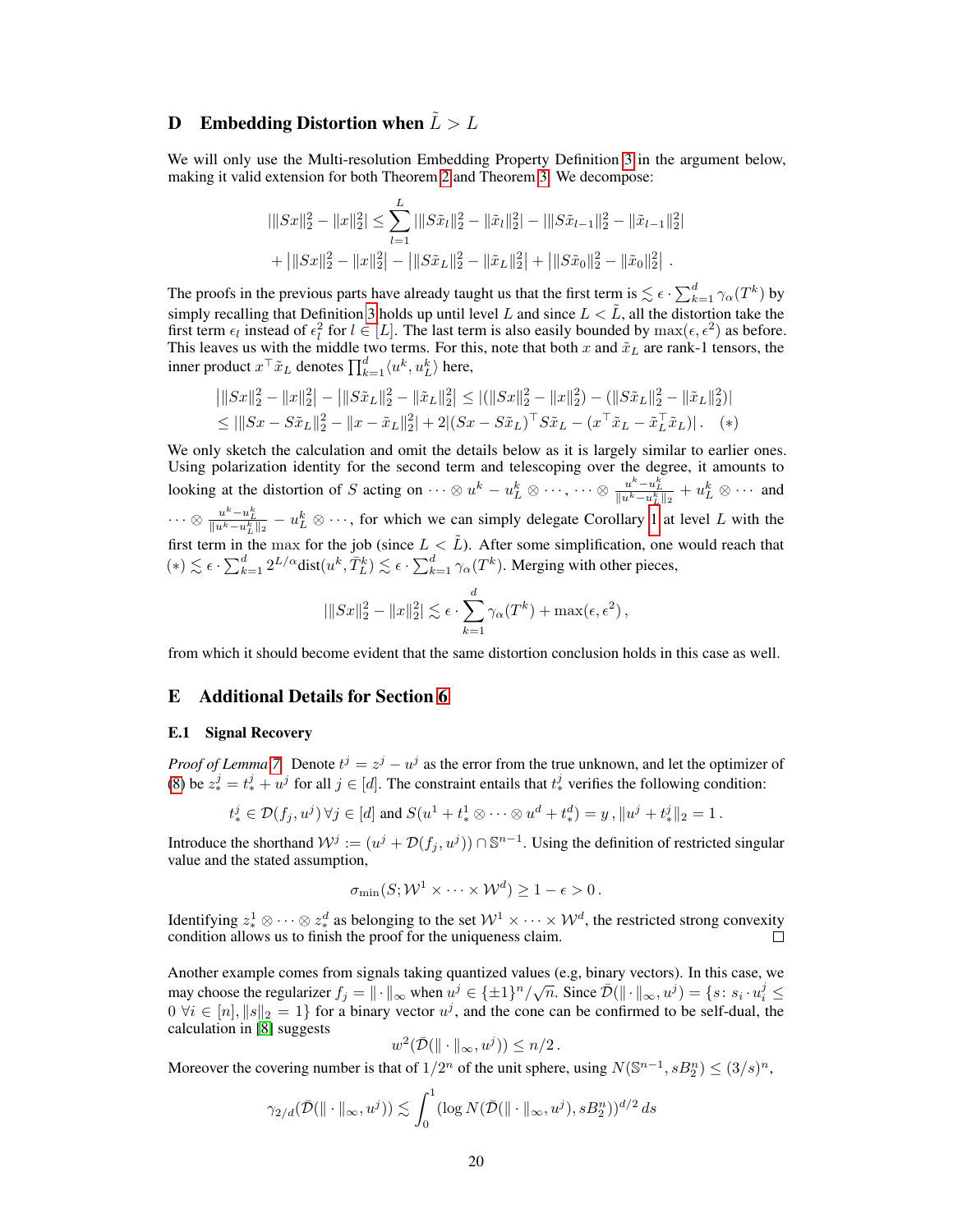# D Embedding Distortion when $\tilde{L} > L$

We will only use the Multi-resolution Embedding Property Definition 3 in the argument below, making it valid extension for both Theorem 2 and Theorem 3. We decompose:

$$
\begin{aligned}
|\|Sx\|_2^2 - \|x\|_2^2| \leq & \sum_{l=1}^{L} |\|S\tilde{x}_l\|_2^2 - \|\tilde{x}_l\|_2^2| - |\|S\tilde{x}_{l-1}\|_2^2 - \|\tilde{x}_{l-1}\|_2^2| \\
& + \left| \|Sx\|_2^2 - \|x\|_2^2 \right| - \left| \|S\tilde{x}_L\|_2^2 - \|\tilde{x}_L\|_2^2 \right| + \left| \|S\tilde{x}_0\|_2^2 - \|\tilde{x}_0\|_2^2 \right| .
\end{aligned}
$$

The proofs in the previous parts have already taught us that the first term is $\lesssim \epsilon \cdot \sum_{k=1}^d \gamma_\alpha(T^k)$ by simply recalling that Definition 3 holds up until level $L$ and since $L < \tilde{L}$, all the distortion take the first term $\epsilon_l$ instead of $\epsilon_l^2$ for $l \in [L]$. The last term is also easily bounded by $\max(\epsilon, \epsilon^2)$ as before. This leaves us with the middle two terms. For this, note that both $x$ and $\tilde{x}_L$ are rank-1 tensors, the inner product $x^\top \tilde{x}_L$ denotes $\prod_{k=1}^d \langle u^k, u_L^k \rangle$ here,

$$
\begin{aligned}
& \left| \|Sx\|_2^2 - \|x\|_2^2 \right| - \left| \|S\tilde{x}_L\|_2^2 - \|\tilde{x}_L\|_2^2 \right| \leq |(\|Sx\|_2^2 - \|x\|_2^2) - (\|S\tilde{x}_L\|_2^2 - \|\tilde{x}_L\|_2^2)| \\
& \leq |\|Sx - S\tilde{x}_L\|_2^2 - \|x - \tilde{x}_L\|_2^2| + 2|(Sx - S\tilde{x})^\top S\tilde{x}_L - (x^\top \tilde{x}_L - \tilde{x}_L^\top \tilde{x}_L)| . \quad (*)
\end{aligned}
$$

We only sketch the calculation and omit the details below as it is largely similar to earlier ones. Using polarization identity for the second term and telescoping over the degree, it amounts to looking at the distortion of $S$ acting on $\cdots \otimes u^k - u_L^k \otimes \cdots$, $\cdots \otimes \frac{u^k - u_L^k}{\|u^k - u_L^k\|_2} + u_L^k \otimes \cdots$ and $\cdots \otimes \frac{u^k - u_L^k}{\|u^k - u_L^k\|_2} - u_L^k \otimes \cdots$, for which we can simply delegate Corollary 1 at level $L$ with the first term in the max for the job (since $L < \tilde{L}$). After some simplification, one would reach that $(*) \lesssim \epsilon \cdot \sum_{k=1}^d 2^{L/\alpha} \mathrm{dist}(u^k, T_L^k) \lesssim \epsilon \cdot \sum_{k=1}^d \gamma_\alpha(T^k)$. Merging with other pieces,

$$
|\|Sx\|_2^2 - \|x\|_2^2| \lesssim \epsilon \cdot \sum_{k=1}^d \gamma_\alpha(T^k) + \max(\epsilon, \epsilon^2) ,
$$

from which it should become evident that the same distortion conclusion holds in this case as well.

# E Additional Details for Section 6

## E.1 Signal Recovery

*Proof of Lemma 7.* Denote $t^j = z^j - u^j$ as the error from the true unknown, and let the optimizer of (8) be $z_*^j = t_*^j + u^j$ for all $j \in [d]$. The constraint entails that $t_*^j$ verifies the following condition:

$$
t_*^j \in \mathcal{D}(f_j, u^j) \, \forall j \in [d] \text{ and } S(u^1 + t_*^1 \otimes \cdots \otimes u^d + t_*^d) = y \, , \|u^j + t_*^j\|_2 = 1 \, .
$$

Introduce the shorthand $\mathcal{W}^j := (u^j + \mathcal{D}(f_j, u^j)) \cap \mathbb{S}^{n-1}$. Using the definition of restricted singular value and the stated assumption,

$$
\sigma_{\min}(S; \mathcal{W}^1 \times \cdots \times \mathcal{W}^d) \geq 1 - \epsilon > 0 \, .
$$

Identifying $z_*^1 \otimes \cdots \otimes z_*^d$ as belonging to the set $\mathcal{W}^1 \times \cdots \times \mathcal{W}^d$, the restricted strong convexity condition allows us to finish the proof for the uniqueness claim. $\square$

Another example comes from signals taking quantized values (e.g, binary vectors). In this case, we may choose the regularizer $f_j = \|\cdot\|_\infty$ when $u^j \in \{\pm 1\}^n / \sqrt{n}$. Since $\bar{\mathcal{D}}(\|\cdot\|_\infty, u^j) = \{s \colon s_i \cdot u_i^j \leq 0 \; \forall i \in [n], \|s\|_2 = 1\}$ for a binary vector $u^j$, and the cone can be confirmed to be self-dual, the calculation in [8] suggests

$$
w^2(\bar{\mathcal{D}}(\|\cdot\|_\infty, u^j)) \leq n/2 \, .
$$

Moreover the covering number is that of $1/2^n$ of the unit sphere, using $N(\mathbb{S}^{n-1}, sB_2^n) \leq (3/s)^n$,

$$
\gamma_{2/d}(\bar{\mathcal{D}}(\|\cdot\|_\infty, u^j)) \lesssim \int_0^1 (\log N(\bar{\mathcal{D}}(\|\cdot\|_\infty, u^j), sB_2^n))^{d/2} \, ds
$$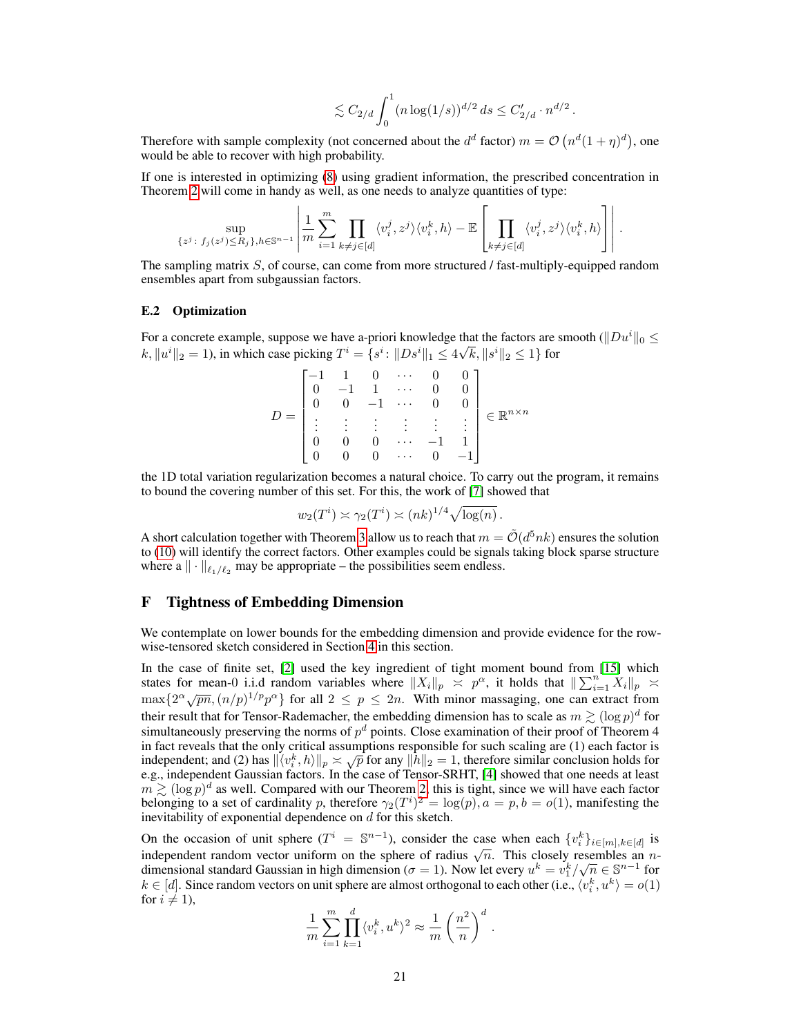$$\lesssim C_{2/d} \int_0^1 (n \log(1/s))^{d/2}\, ds \leq C'_{2/d} \cdot n^{d/2}\,.$$

Therefore with sample complexity (not concerned about the $d^d$ factor) $m = \mathcal{O}\left(n^d(1+\eta)^d\right)$, one would be able to recover with high probability.

If one is interested in optimizing (8) using gradient information, the prescribed concentration in Theorem 2 will come in handy as well, as one needs to analyze quantities of type:

$$\sup_{\{z^j:\, f_j(z^j)\leq R_j\}, h\in\mathbb{S}^{n-1}} \left| \frac{1}{m}\sum_{i=1}^m \prod_{k\neq j\in[d]} \langle v_i^j, z^j\rangle\langle v_i^k, h\rangle - \mathbb{E}\left[\prod_{k\neq j\in[d]} \langle v_i^j, z^j\rangle\langle v_i^k, h\rangle\right]\right|.$$

The sampling matrix $S$, of course, can come from more structured / fast-multiply-equipped random ensembles apart from subgaussian factors.

### E.2 Optimization

For a concrete example, suppose we have a-priori knowledge that the factors are smooth ($\|Du^i\|_0 \leq k, \|u^i\|_2 = 1$), in which case picking $T^i = \{s^i\colon \|Ds^i\|_1 \leq 4\sqrt{k}, \|s^i\|_2 \leq 1\}$ for

$$D = \begin{bmatrix} -1 & 1 & 0 & \cdots & 0 & 0 \\ 0 & -1 & 1 & \cdots & 0 & 0 \\ 0 & 0 & -1 & \cdots & 0 & 0 \\ \vdots & \vdots & \vdots & \vdots & \vdots & \vdots \\ 0 & 0 & 0 & \cdots & -1 & 1 \\ 0 & 0 & 0 & \cdots & 0 & -1 \end{bmatrix} \in \mathbb{R}^{n\times n}$$

the 1D total variation regularization becomes a natural choice. To carry out the program, it remains to bound the covering number of this set. For this, the work of [7] showed that

$$w_2(T^i) \asymp \gamma_2(T^i) \asymp (nk)^{1/4}\sqrt{\log(n)}\,.$$

A short calculation together with Theorem 3 allow us to reach that $m = \tilde{\mathcal{O}}(d^5 nk)$ ensures the solution to (10) will identify the correct factors. Other examples could be signals taking block sparse structure where a $\|\cdot\|_{\ell_1/\ell_2}$ may be appropriate – the possibilities seem endless.

## F Tightness of Embedding Dimension

We contemplate on lower bounds for the embedding dimension and provide evidence for the row-wise-tensored sketch considered in Section 4 in this section.

In the case of finite set, [2] used the key ingredient of tight moment bound from [15] which states for mean-0 i.i.d random variables where $\|X_i\|_p \asymp p^\alpha$, it holds that $\|\sum_{i=1}^n X_i\|_p \asymp \max\{2^\alpha\sqrt{pn}, (n/p)^{1/p}p^\alpha\}$ for all $2 \leq p \leq 2n$. With minor massaging, one can extract from their result that for Tensor-Rademacher, the embedding dimension has to scale as $m \gtrsim (\log p)^d$ for simultaneously preserving the norms of $p^d$ points. Close examination of their proof of Theorem 4 in fact reveals that the only critical assumptions responsible for such scaling are (1) each factor is independent; and (2) has $\|\langle v_i^k, h\rangle\|_p \asymp \sqrt{p}$ for any $\|h\|_2 = 1$, therefore similar conclusion holds for e.g., independent Gaussian factors. In the case of Tensor-SRHT, [4] showed that one needs at least $m \gtrsim (\log p)^d$ as well. Compared with our Theorem 2, this is tight, since we will have each factor belonging to a set of cardinality $p$, therefore $\gamma_2(T^i)^2 = \log(p), a = p, b = o(1)$, manifesting the inevitability of exponential dependence on $d$ for this sketch.

On the occasion of unit sphere ($T^i = \mathbb{S}^{n-1}$), consider the case when each $\{v_i^k\}_{i\in[m],k\in[d]}$ is independent random vector uniform on the sphere of radius $\sqrt{n}$. This closely resembles an $n$-dimensional standard Gaussian in high dimension ($\sigma = 1$). Now let every $u^k = v_1^k/\sqrt{n} \in \mathbb{S}^{n-1}$ for $k \in [d]$. Since random vectors on unit sphere are almost orthogonal to each other (i.e., $\langle v_i^k, u^k\rangle = o(1)$ for $i \neq 1$),

$$\frac{1}{m}\sum_{i=1}^m \prod_{k=1}^d \langle v_i^k, u^k\rangle^2 \approx \frac{1}{m}\left(\frac{n^2}{n}\right)^d.$$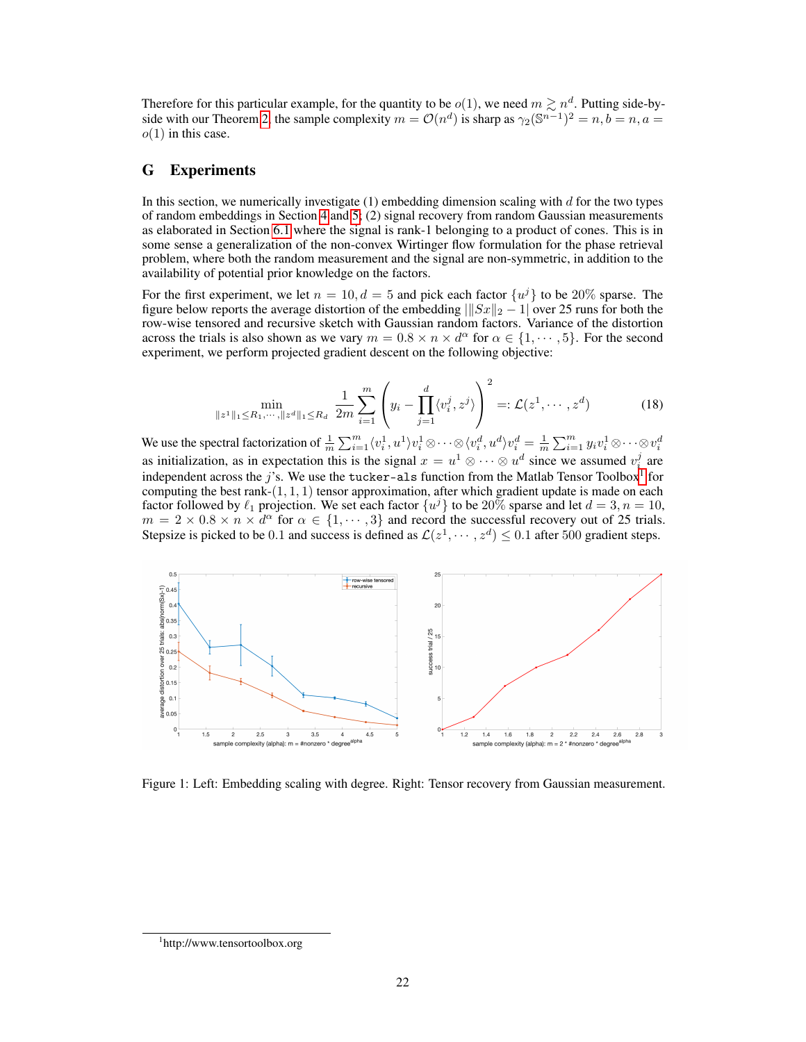Therefore for this particular example, for the quantity to be $o(1)$, we need $m \gtrsim n^d$. Putting side-by-side with our Theorem 2, the sample complexity $m = \mathcal{O}(n^d)$ is sharp as $\gamma_2(\mathbb{S}^{n-1})^2 = n, b = n, a = o(1)$ in this case.

## G Experiments

In this section, we numerically investigate (1) embedding dimension scaling with $d$ for the two types of random embeddings in Section 4 and 5, (2) signal recovery from random Gaussian measurements as elaborated in Section 6.1 where the signal is rank-1 belonging to a product of cones. This is in some sense a generalization of the non-convex Wirtinger flow formulation for the phase retrieval problem, where both the random measurement and the signal are non-symmetric, in addition to the availability of potential prior knowledge on the factors.

For the first experiment, we let $n = 10, d = 5$ and pick each factor $\{u^j\}$ to be 20% sparse. The figure below reports the average distortion of the embedding $|\|Sx\|_2 - 1|$ over 25 runs for both the row-wise tensored and recursive sketch with Gaussian random factors. Variance of the distortion across the trials is also shown as we vary $m = 0.8 \times n \times d^\alpha$ for $\alpha \in \{1, \cdots, 5\}$. For the second experiment, we perform projected gradient descent on the following objective:

$$\min_{\|z^1\|_1 \le R_1, \cdots, \|z^d\|_1 \le R_d} \frac{1}{2m} \sum_{i=1}^m \left( y_i - \prod_{j=1}^d \langle v_i^j, z^j \rangle \right)^2 =: \mathcal{L}(z^1, \cdots, z^d) \tag{18}$$

We use the spectral factorization of $\frac{1}{m} \sum_{i=1}^m \langle v_i^1, u^1 \rangle v_i^1 \otimes \cdots \otimes \langle v_i^d, u^d \rangle v_i^d = \frac{1}{m} \sum_{i=1}^m y_i v_i^1 \otimes \cdots \otimes v_i^d$ as initialization, as in expectation this is the signal $x = u^1 \otimes \cdots \otimes u^d$ since we assumed $v_i^j$ are independent across the $j$'s. We use the `tucker-als` function from the Matlab Tensor Toolbox[1] for computing the best rank-$(1, 1, 1)$ tensor approximation, after which gradient update is made on each factor followed by $\ell_1$ projection. We set each factor $\{u^j\}$ to be 20% sparse and let $d = 3, n = 10$, $m = 2 \times 0.8 \times n \times d^\alpha$ for $\alpha \in \{1, \cdots, 3\}$ and record the successful recovery out of 25 trials. Stepsize is picked to be 0.1 and success is defined as $\mathcal{L}(z^1, \cdots, z^d) \le 0.1$ after 500 gradient steps.

row-wise tensored
recursive
average distortion over 25 trials: abs(norm(Sx)-1)
sample complexity (alpha): m = #nonzero * degree^alpha

success trial / 25
sample complexity (alpha): m = 2 * #nonzero * degree^alpha

Figure 1: Left: Embedding scaling with degree. Right: Tensor recovery from Gaussian measurement.

[1] http://www.tensortoolbox.org